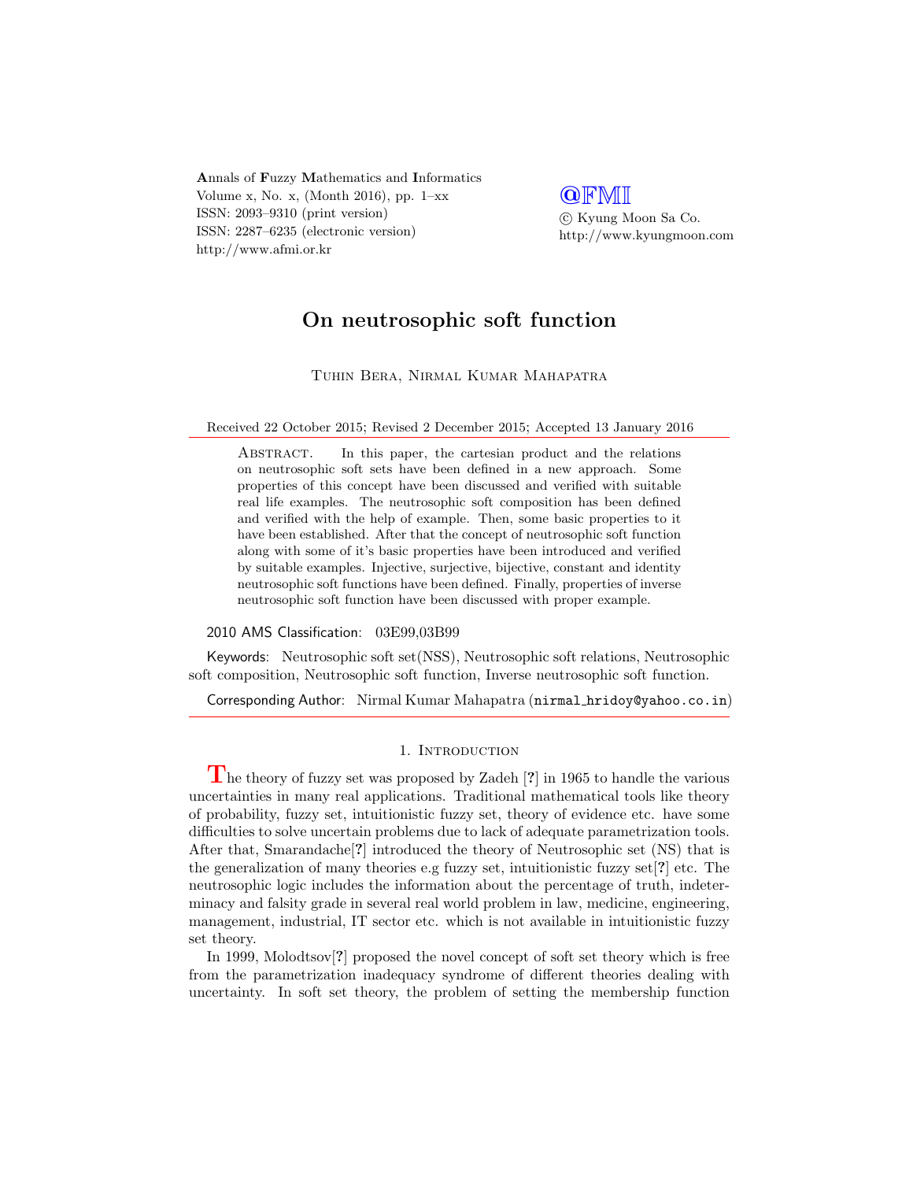# On neutrosophic soft function

Tuhin Bera, Nirmal Kumar Mahapatra

Received 22 October 2015; Revised 2 December 2015; Accepted 13 January 2016

Abstract. In this paper, the cartesian product and the relations on neutrosophic soft sets have been defined in a new approach. Some properties of this concept have been discussed and verified with suitable real life examples. The neutrosophic soft composition has been defined and verified with the help of example. Then, some basic properties to it have been established. After that the concept of neutrosophic soft function along with some of it's basic properties have been introduced and verified by suitable examples. Injective, surjective, bijective, constant and identity neutrosophic soft functions have been defined. Finally, properties of inverse neutrosophic soft function have been discussed with proper example.

2010 AMS Classification: 03E99,03B99

Keywords: Neutrosophic soft set(NSS), Neutrosophic soft relations, Neutrosophic soft composition, Neutrosophic soft function, Inverse neutrosophic soft function.

Corresponding Author: Nirmal Kumar Mahapatra (nirmal_hridoy@yahoo.co.in)

## 1. Introduction

The theory of fuzzy set was proposed by Zadeh [?] in 1965 to handle the various uncertainties in many real applications. Traditional mathematical tools like theory of probability, fuzzy set, intuitionistic fuzzy set, theory of evidence etc. have some difficulties to solve uncertain problems due to lack of adequate parametrization tools. After that, Smarandache[?] introduced the theory of Neutrosophic set (NS) that is the generalization of many theories e.g fuzzy set, intuitionistic fuzzy set[?] etc. The neutrosophic logic includes the information about the percentage of truth, indeterminacy and falsity grade in several real world problem in law, medicine, engineering, management, industrial, IT sector etc. which is not available in intuitionistic fuzzy set theory.

In 1999, Molodtsov[?] proposed the novel concept of soft set theory which is free from the parametrization inadequacy syndrome of different theories dealing with uncertainty. In soft set theory, the problem of setting the membership function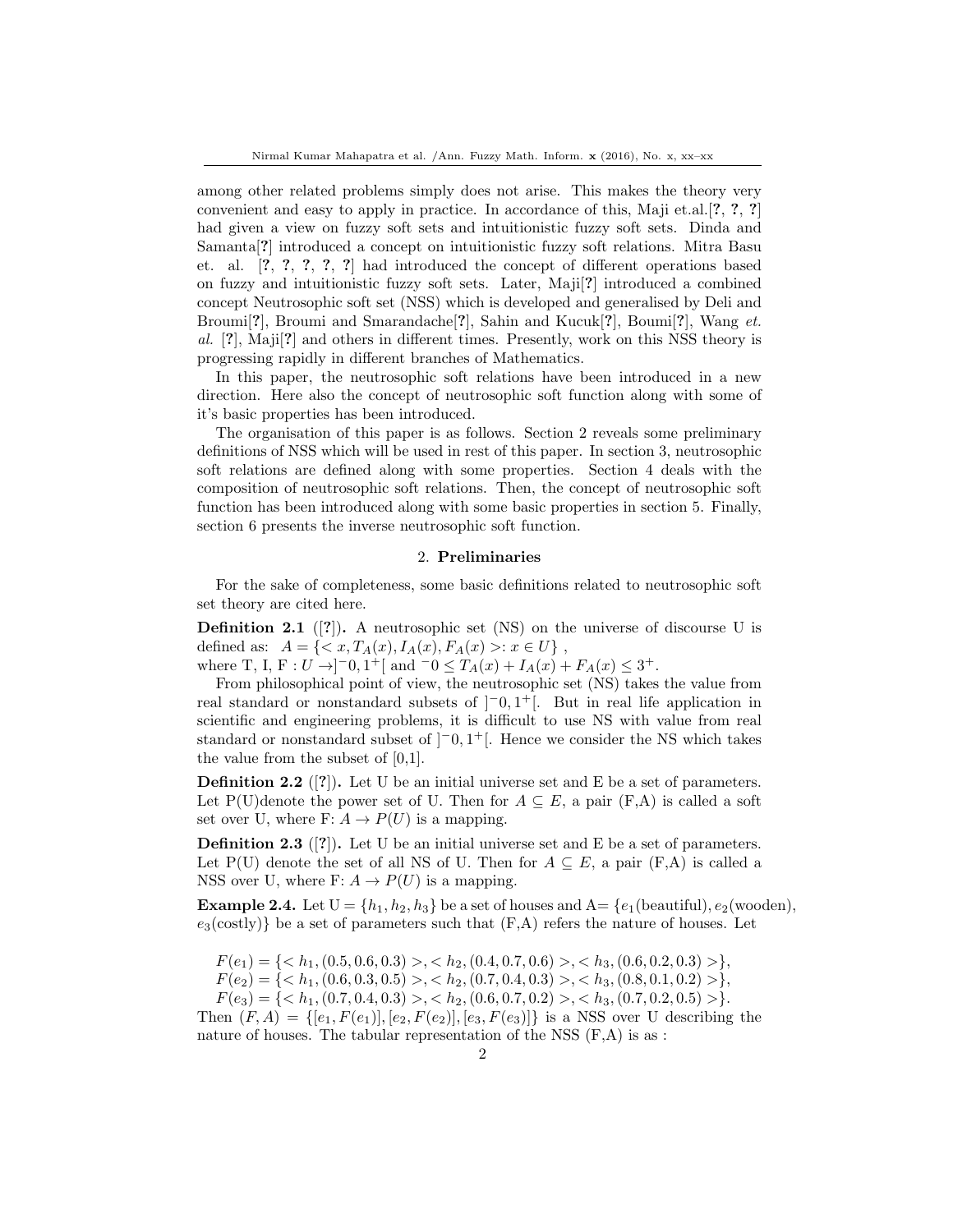among other related problems simply does not arise. This makes the theory very convenient and easy to apply in practice. In accordance of this, Maji et.al.[?, ?, ?] had given a view on fuzzy soft sets and intuitionistic fuzzy soft sets. Dinda and Samanta[?] introduced a concept on intuitionistic fuzzy soft relations. Mitra Basu et. al. [?, ?, ?, ?, ?] had introduced the concept of different operations based on fuzzy and intuitionistic fuzzy soft sets. Later, Maji[?] introduced a combined concept Neutrosophic soft set (NSS) which is developed and generalised by Deli and Broumi[?], Broumi and Smarandache[?], Sahin and Kucuk[?], Boumi[?], Wang *et. al.* [?], Maji[?] and others in different times. Presently, work on this NSS theory is progressing rapidly in different branches of Mathematics.

In this paper, the neutrosophic soft relations have been introduced in a new direction. Here also the concept of neutrosophic soft function along with some of it's basic properties has been introduced.

The organisation of this paper is as follows. Section 2 reveals some preliminary definitions of NSS which will be used in rest of this paper. In section 3, neutrosophic soft relations are defined along with some properties. Section 4 deals with the composition of neutrosophic soft relations. Then, the concept of neutrosophic soft function has been introduced along with some basic properties in section 5. Finally, section 6 presents the inverse neutrosophic soft function.

## 2. Preliminaries

For the sake of completeness, some basic definitions related to neutrosophic soft set theory are cited here.

**Definition 2.1** ([?])**.** A neutrosophic set (NS) on the universe of discourse U is defined as: $A = \{< x, T_A(x), I_A(x), F_A(x) >: x \in U\}$ ,
where T, I, F : $U \to ]^{-}0, 1^{+}[$ and $^{-}0 \leq T_A(x) + I_A(x) + F_A(x) \leq 3^{+}$.

From philosophical point of view, the neutrosophic set (NS) takes the value from real standard or nonstandard subsets of $]^{-}0, 1^{+}[$. But in real life application in scientific and engineering problems, it is difficult to use NS with value from real standard or nonstandard subset of $]^{-}0, 1^{+}[$. Hence we consider the NS which takes the value from the subset of [0,1].

**Definition 2.2** ([?])**.** Let U be an initial universe set and E be a set of parameters. Let P(U)denote the power set of U. Then for $A \subseteq E$, a pair (F,A) is called a soft set over U, where F: $A \to P(U)$ is a mapping.

**Definition 2.3** ([?])**.** Let U be an initial universe set and E be a set of parameters. Let P(U) denote the set of all NS of U. Then for $A \subseteq E$, a pair (F,A) is called a NSS over U, where F: $A \to P(U)$ is a mapping.

**Example 2.4.** Let U = $\{h_1, h_2, h_3\}$ be a set of houses and A= $\{e_1$(beautiful), $e_2$(wooden), $e_3$(costly)$\}$ be a set of parameters such that (F,A) refers the nature of houses. Let

$F(e_1) = \{< h_1, (0.5, 0.6, 0.3) >, < h_2, (0.4, 0.7, 0.6) >, < h_3, (0.6, 0.2, 0.3) >\}$,
$F(e_2) = \{< h_1, (0.6, 0.3, 0.5) >, < h_2, (0.7, 0.4, 0.3) >, < h_3, (0.8, 0.1, 0.2) >\}$,
$F(e_3) = \{< h_1, (0.7, 0.4, 0.3) >, < h_2, (0.6, 0.7, 0.2) >, < h_3, (0.7, 0.2, 0.5) >\}$.

Then $(F, A) = \{[e_1, F(e_1)], [e_2, F(e_2)], [e_3, F(e_3)]\}$ is a NSS over U describing the nature of houses. The tabular representation of the NSS (F,A) is as :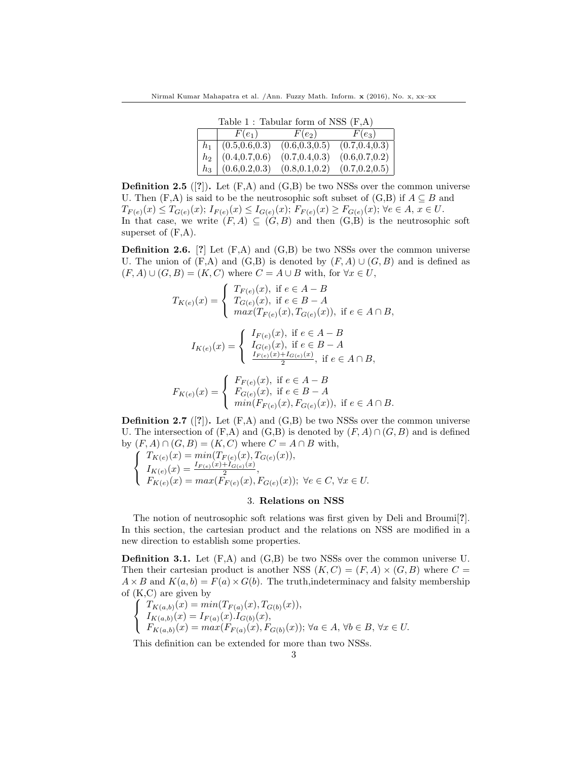Table 1 : Tabular form of NSS (F,A)

| | $F(e_1)$ | $F(e_2)$ | $F(e_3)$ |
|---|---|---|---|
| $h_1$ | (0.5,0.6,0.3) | (0.6,0.3,0.5) | (0.7,0.4,0.3) |
| $h_2$ | (0.4,0.7,0.6) | (0.7,0.4,0.3) | (0.6,0.7,0.2) |
| $h_3$ | (0.6,0.2,0.3) | (0.8,0.1,0.2) | (0.7,0.2,0.5) |

**Definition 2.5** ([?]). Let (F,A) and (G,B) be two NSSs over the common universe U. Then (F,A) is said to be the neutrosophic soft subset of (G,B) if $A \subseteq B$ and $T_{F(e)}(x) \leq T_{G(e)}(x)$; $I_{F(e)}(x) \leq I_{G(e)}(x)$; $F_{F(e)}(x) \geq F_{G(e)}(x)$; $\forall e \in A,\ x \in U$.
In that case, we write $(F, A) \subseteq (G, B)$ and then (G,B) is the neutrosophic soft superset of (F,A).

**Definition 2.6.** [?] Let (F,A) and (G,B) be two NSSs over the common universe U. The union of (F,A) and (G,B) is denoted by $(F, A) \cup (G, B)$ and is defined as $(F, A) \cup (G, B) = (K, C)$ where $C = A \cup B$ with, for $\forall x \in U$,

$$T_{K(e)}(x) = \begin{cases} T_{F(e)}(x), \text{ if } e \in A - B \\ T_{G(e)}(x), \text{ if } e \in B - A \\ max(T_{F(e)}(x), T_{G(e)}(x)), \text{ if } e \in A \cap B, \end{cases}$$

$$I_{K(e)}(x) = \begin{cases} I_{F(e)}(x), \text{ if } e \in A - B \\ I_{G(e)}(x), \text{ if } e \in B - A \\ \frac{I_{F(e)}(x)+I_{G(e)}(x)}{2}, \text{ if } e \in A \cap B, \end{cases}$$

$$F_{K(e)}(x) = \begin{cases} F_{F(e)}(x), \text{ if } e \in A - B \\ F_{G(e)}(x), \text{ if } e \in B - A \\ min(F_{F(e)}(x), F_{G(e)}(x)), \text{ if } e \in A \cap B. \end{cases}$$

**Definition 2.7** ([?]). Let (F,A) and (G,B) be two NSSs over the common universe U. The intersection of (F,A) and (G,B) is denoted by $(F, A) \cap (G, B)$ and is defined by $(F, A) \cap (G, B) = (K, C)$ where $C = A \cap B$ with,

$$\begin{cases} T_{K(e)}(x) = min(T_{F(e)}(x), T_{G(e)}(x)), \\ I_{K(e)}(x) = \frac{I_{F(e)}(x)+I_{G(e)}(x)}{2}, \\ F_{K(e)}(x) = max(F_{F(e)}(x), F_{G(e)}(x));\ \forall e \in C,\ \forall x \in U. \end{cases}$$

## 3. Relations on NSS

The notion of neutrosophic soft relations was first given by Deli and Broumi[?]. In this section, the cartesian product and the relations on NSS are modified in a new direction to establish some properties.

**Definition 3.1.** Let (F,A) and (G,B) be two NSSs over the common universe U. Then their cartesian product is another NSS $(K, C) = (F, A) \times (G, B)$ where $C = A \times B$ and $K(a, b) = F(a) \times G(b)$. The truth,indeterminacy and falsity membership of (K,C) are given by

$$\begin{cases} T_{K(a,b)}(x) = min(T_{F(a)}(x), T_{G(b)}(x)), \\ I_{K(a,b)}(x) = I_{F(a)}(x).I_{G(b)}(x), \\ F_{K(a,b)}(x) = max(F_{F(a)}(x), F_{G(b)}(x));\ \forall a \in A,\ \forall b \in B,\ \forall x \in U. \end{cases}$$

This definition can be extended for more than two NSSs.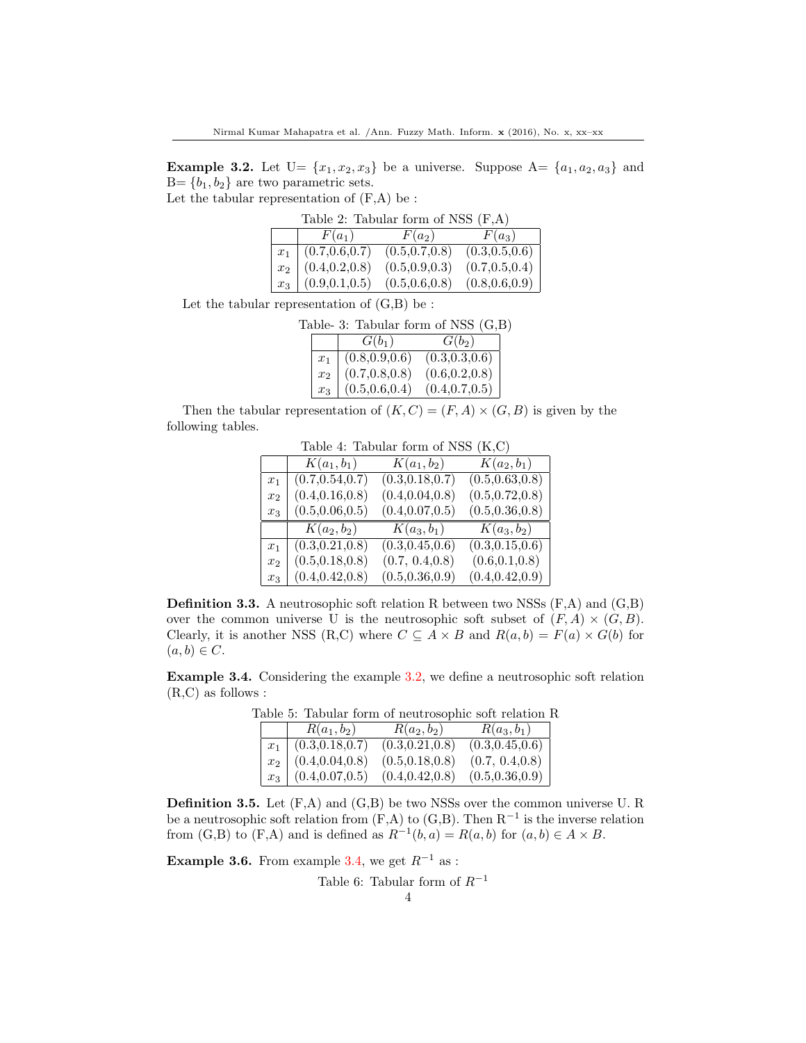**Example 3.2.** Let U= $\{x_1, x_2, x_3\}$ be a universe. Suppose A= $\{a_1, a_2, a_3\}$ and B= $\{b_1, b_2\}$ are two parametric sets.
Let the tabular representation of (F,A) be :

Table 2: Tabular form of NSS (F,A)

| | $F(a_1)$ | $F(a_2)$ | $F(a_3)$ |
|---|---|---|---|
| $x_1$ | (0.7,0.6,0.7) | (0.5,0.7,0.8) | (0.3,0.5,0.6) |
| $x_2$ | (0.4,0.2,0.8) | (0.5,0.9,0.3) | (0.7,0.5,0.4) |
| $x_3$ | (0.9,0.1,0.5) | (0.5,0.6,0.8) | (0.8,0.6,0.9) |

Let the tabular representation of (G,B) be :

Table- 3: Tabular form of NSS (G,B)

| | $G(b_1)$ | $G(b_2)$ |
|---|---|---|
| $x_1$ | (0.8,0.9,0.6) | (0.3,0.3,0.6) |
| $x_2$ | (0.7,0.8,0.8) | (0.6,0.2,0.8) |
| $x_3$ | (0.5,0.6,0.4) | (0.4,0.7,0.5) |

Then the tabular representation of $(K, C) = (F, A) \times (G, B)$ is given by the following tables.

Table 4: Tabular form of NSS (K,C)

| | $K(a_1, b_1)$ | $K(a_1, b_2)$ | $K(a_2, b_1)$ |
|---|---|---|---|
| $x_1$ | (0.7,0.54,0.7) | (0.3,0.18,0.7) | (0.5,0.63,0.8) |
| $x_2$ | (0.4,0.16,0.8) | (0.4,0.04,0.8) | (0.5,0.72,0.8) |
| $x_3$ | (0.5,0.06,0.5) | (0.4,0.07,0.5) | (0.5,0.36,0.8) |
| | $K(a_2, b_2)$ | $K(a_3, b_1)$ | $K(a_3, b_2)$ |
| $x_1$ | (0.3,0.21,0.8) | (0.3,0.45,0.6) | (0.3,0.15,0.6) |
| $x_2$ | (0.5,0.18,0.8) | (0.7, 0.4,0.8) | (0.6,0.1,0.8) |
| $x_3$ | (0.4,0.42,0.8) | (0.5,0.36,0.9) | (0.4,0.42,0.9) |

**Definition 3.3.** A neutrosophic soft relation R between two NSSs (F,A) and (G,B) over the common universe U is the neutrosophic soft subset of $(F, A) \times (G, B)$. Clearly, it is another NSS (R,C) where $C \subseteq A \times B$ and $R(a, b) = F(a) \times G(b)$ for $(a, b) \in C$.

**Example 3.4.** Considering the example 3.2, we define a neutrosophic soft relation (R,C) as follows :

Table 5: Tabular form of neutrosophic soft relation R

| | $R(a_1, b_2)$ | $R(a_2, b_2)$ | $R(a_3, b_1)$ |
|---|---|---|---|
| $x_1$ | (0.3,0.18,0.7) | (0.3,0.21,0.8) | (0.3,0.45,0.6) |
| $x_2$ | (0.4,0.04,0.8) | (0.5,0.18,0.8) | (0.7, 0.4,0.8) |
| $x_3$ | (0.4,0.07,0.5) | (0.4,0.42,0.8) | (0.5,0.36,0.9) |

**Definition 3.5.** Let (F,A) and (G,B) be two NSSs over the common universe U. R be a neutrosophic soft relation from (F,A) to (G,B). Then $R^{-1}$ is the inverse relation from (G,B) to (F,A) and is defined as $R^{-1}(b, a) = R(a, b)$ for $(a, b) \in A \times B$.

**Example 3.6.** From example 3.4, we get $R^{-1}$ as :

Table 6: Tabular form of $R^{-1}$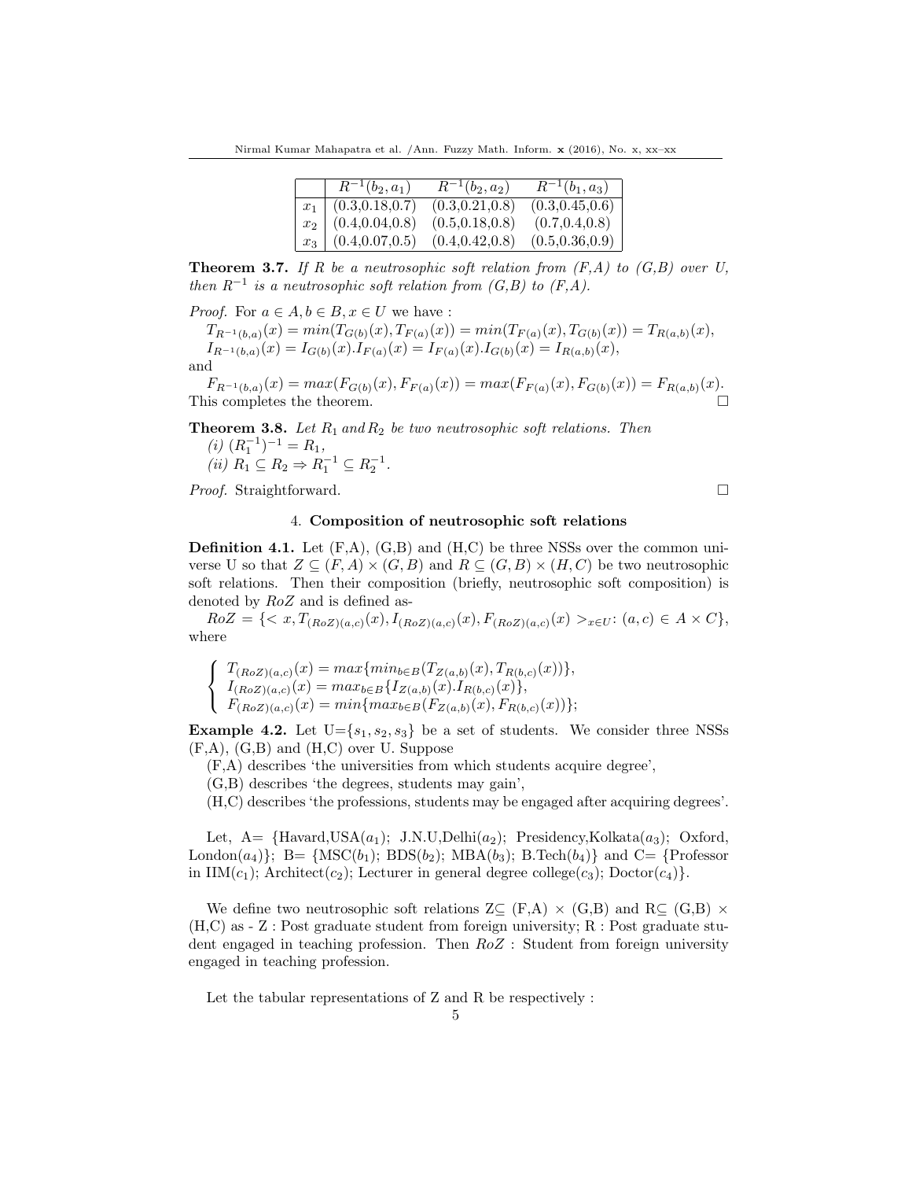| | $R^{-1}(b_2, a_1)$ | $R^{-1}(b_2, a_2)$ | $R^{-1}(b_1, a_3)$ |
|---|---|---|---|
| $x_1$ | (0.3,0.18,0.7) | (0.3,0.21,0.8) | (0.3,0.45,0.6) |
| $x_2$ | (0.4,0.04,0.8) | (0.5,0.18,0.8) | (0.7,0.4,0.8) |
| $x_3$ | (0.4,0.07,0.5) | (0.4,0.42,0.8) | (0.5,0.36,0.9) |

**Theorem 3.7.** *If R be a neutrosophic soft relation from (F,A) to (G,B) over U, then $R^{-1}$ is a neutrosophic soft relation from (G,B) to (F,A).*

*Proof.* For $a \in A, b \in B, x \in U$ we have :

$T_{R^{-1}(b,a)}(x) = min(T_{G(b)}(x), T_{F(a)}(x)) = min(T_{F(a)}(x), T_{G(b)}(x)) = T_{R(a,b)}(x)$,

$I_{R^{-1}(b,a)}(x) = I_{G(b)}(x).I_{F(a)}(x) = I_{F(a)}(x).I_{G(b)}(x) = I_{R(a,b)}(x)$,

and

$F_{R^{-1}(b,a)}(x) = max(F_{G(b)}(x), F_{F(a)}(x)) = max(F_{F(a)}(x), F_{G(b)}(x)) = F_{R(a,b)}(x)$.

This completes the theorem. □

**Theorem 3.8.** *Let $R_1$ and $R_2$ be two neutrosophic soft relations. Then*

*(i)* $(R_1^{-1})^{-1} = R_1$,

*(ii)* $R_1 \subseteq R_2 \Rightarrow R_1^{-1} \subseteq R_2^{-1}$.

*Proof.* Straightforward. □

## 4. Composition of neutrosophic soft relations

**Definition 4.1.** Let (F,A), (G,B) and (H,C) be three NSSs over the common universe U so that $Z \subseteq (F, A) \times (G, B)$ and $R \subseteq (G, B) \times (H, C)$ be two neutrosophic soft relations. Then their composition (briefly, neutrosophic soft composition) is denoted by $RoZ$ and is defined as-

$RoZ = \{< x, T_{(RoZ)(a,c)}(x), I_{(RoZ)(a,c)}(x), F_{(RoZ)(a,c)}(x) >_{x \in U} : (a, c) \in A \times C\}$,

where

$$\begin{cases} T_{(RoZ)(a,c)}(x) = max\{min_{b \in B}(T_{Z(a,b)}(x), T_{R(b,c)}(x))\}, \\ I_{(RoZ)(a,c)}(x) = max_{b \in B}\{I_{Z(a,b)}(x).I_{R(b,c)}(x)\}, \\ F_{(RoZ)(a,c)}(x) = min\{max_{b \in B}(F_{Z(a,b)}(x), F_{R(b,c)}(x))\}; \end{cases}$$

**Example 4.2.** Let U=$\{s_1, s_2, s_3\}$ be a set of students. We consider three NSSs (F,A), (G,B) and (H,C) over U. Suppose

(F,A) describes 'the universities from which students acquire degree',

(G,B) describes 'the degrees, students may gain',

(H,C) describes 'the professions, students may be engaged after acquiring degrees'.

Let, A= {Havard,USA($a_1$); J.N.U,Delhi($a_2$); Presidency,Kolkata($a_3$); Oxford, London($a_4$)}; B= {MSC($b_1$); BDS($b_2$); MBA($b_3$); B.Tech($b_4$)} and C= {Professor in IIM($c_1$); Architect($c_2$); Lecturer in general degree college($c_3$); Doctor($c_4$)}.

We define two neutrosophic soft relations Z⊆ (F,A) × (G,B) and R⊆ (G,B) × (H,C) as - Z : Post graduate student from foreign university; R : Post graduate student engaged in teaching profession. Then $RoZ$ : Student from foreign university engaged in teaching profession.

Let the tabular representations of Z and R be respectively :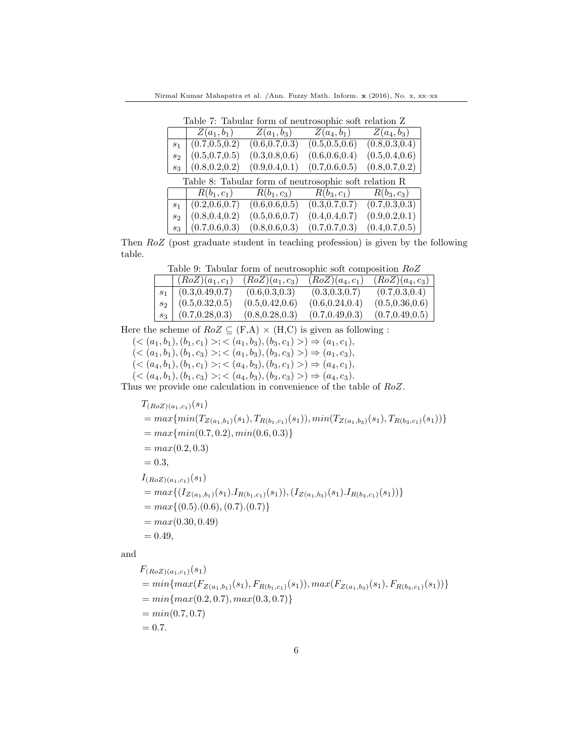Table 7: Tabular form of neutrosophic soft relation Z

| | $Z(a_1, b_1)$ | $Z(a_1, b_3)$ | $Z(a_4, b_1)$ | $Z(a_4, b_3)$ |
|---|---|---|---|---|
| $s_1$ | (0.7,0.5,0.2) | (0.6,0.7,0.3) | (0.5,0.5,0.6) | (0.8,0.3,0.4) |
| $s_2$ | (0.5,0.7,0.5) | (0.3,0.8,0.6) | (0.6,0.6,0.4) | (0.5,0.4,0.6) |
| $s_3$ | (0.8,0.2,0.2) | (0.9,0.4,0.1) | (0.7,0.6,0.5) | (0.8,0.7,0.2) |

Table 8: Tabular form of neutrosophic soft relation R

| | $R(b_1, c_1)$ | $R(b_1, c_3)$ | $R(b_3, c_1)$ | $R(b_3, c_3)$ |
|---|---|---|---|---|
| $s_1$ | (0.2,0.6,0.7) | (0.6,0.6,0.5) | (0.3,0.7,0.7) | (0.7,0.3,0.3) |
| $s_2$ | (0.8,0.4,0.2) | (0.5,0.6,0.7) | (0.4,0.4,0.7) | (0.9,0.2,0.1) |
| $s_3$ | (0.7,0.6,0.3) | (0.8,0.6,0.3) | (0.7,0.7,0.3) | (0.4,0.7,0.5) |

Then $RoZ$ (post graduate student in teaching profession) is given by the following table.

Table 9: Tabular form of neutrosophic soft composition $RoZ$

| | $(RoZ)(a_1, c_1)$ | $(RoZ)(a_1, c_3)$ | $(RoZ)(a_4, c_1)$ | $(RoZ)(a_4, c_3)$ |
|---|---|---|---|---|
| $s_1$ | (0.3,0.49,0.7) | (0.6,0.3,0.3) | (0.3,0.3,0.7) | (0.7,0.3,0.4) |
| $s_2$ | (0.5,0.32,0.5) | (0.5,0.42,0.6) | (0.6,0.24,0.4) | (0.5,0.36,0.6) |
| $s_3$ | (0.7,0.28,0.3) | (0.8,0.28,0.3) | (0.7,0.49,0.3) | (0.7,0.49,0.5) |

Here the scheme of $RoZ \subseteq$ (F,A) $\times$ (H,C) is given as following :

$(< (a_1, b_1), (b_1, c_1) >; < (a_1, b_3), (b_3, c_1) >) \Rightarrow (a_1, c_1)$,
$(< (a_1, b_1), (b_1, c_3) >; < (a_1, b_3), (b_3, c_3) >) \Rightarrow (a_1, c_3)$,
$(< (a_4, b_1), (b_1, c_1) >; < (a_4, b_3), (b_3, c_1) >) \Rightarrow (a_4, c_1)$,
$(< (a_4, b_1), (b_1, c_3) >; < (a_4, b_3), (b_3, c_3) >) \Rightarrow (a_4, c_3)$.

Thus we provide one calculation in convenience of the table of $RoZ$.

$$
\begin{aligned}
& T_{(RoZ)(a_1,c_1)}(s_1) \\
&= max\{min(T_{Z(a_1,b_1)}(s_1), T_{R(b_1,c_1)}(s_1)), min(T_{Z(a_1,b_3)}(s_1), T_{R(b_3,c_1)}(s_1))\} \\
&= max\{min(0.7, 0.2), min(0.6, 0.3)\} \\
&= max(0.2, 0.3) \\
&= 0.3,
\end{aligned}
$$

$$
\begin{aligned}
& I_{(RoZ)(a_1,c_1)}(s_1) \\
&= max\{(I_{Z(a_1,b_1)}(s_1).I_{R(b_1,c_1)}(s_1)), (I_{Z(a_1,b_3)}(s_1).I_{R(b_3,c_1)}(s_1))\} \\
&= max\{(0.5).(0.6), (0.7).(0.7)\} \\
&= max(0.30, 0.49) \\
&= 0.49,
\end{aligned}
$$

and

$$
\begin{aligned}
& F_{(RoZ)(a_1,c_1)}(s_1) \\
&= min\{max(F_{Z(a_1,b_1)}(s_1), F_{R(b_1,c_1)}(s_1)), max(F_{Z(a_1,b_3)}(s_1), F_{R(b_3,c_1)}(s_1))\} \\
&= min\{max(0.2, 0.7), max(0.3, 0.7)\} \\
&= min(0.7, 0.7) \\
&= 0.7.
\end{aligned}
$$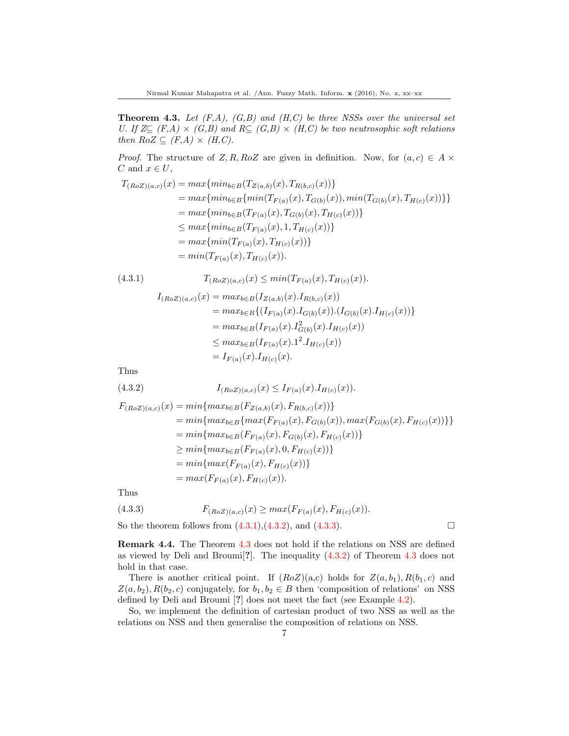**Theorem 4.3.** *Let (F,A), (G,B) and (H,C) be three NSSs over the universal set U. If Z⊆ (F,A) × (G,B) and R⊆ (G,B) × (H,C) be two neutrosophic soft relations then RoZ ⊆ (F,A) × (H,C).*

*Proof.* The structure of $Z, R, RoZ$ are given in definition. Now, for $(a,c) \in A \times C$ and $x \in U$,

$$
\begin{aligned}
T_{(RoZ)(a,c)}(x) &= max\{min_{b\in B}(T_{Z(a,b)}(x), T_{R(b,c)}(x))\} \\
&= max\{min_{b\in B}\{min(T_{F(a)}(x), T_{G(b)}(x)), min(T_{G(b)}(x), T_{H(c)}(x))\}\} \\
&= max\{min_{b\in B}(T_{F(a)}(x), T_{G(b)}(x), T_{H(c)}(x))\} \\
&\leq max\{min_{b\in B}(T_{F(a)}(x), 1, T_{H(c)}(x))\} \\
&= max\{min(T_{F(a)}(x), T_{H(c)}(x))\} \\
&= min(T_{F(a)}(x), T_{H(c)}(x)).
\end{aligned}
$$

$$
T_{(RoZ)(a,c)}(x) \leq min(T_{F(a)}(x), T_{H(c)}(x)). \tag{4.3.1}
$$

$$
\begin{aligned}
I_{(RoZ)(a,c)}(x) &= max_{b\in B}(I_{Z(a,b)}(x).I_{R(b,c)}(x)) \\
&= max_{b\in B}\{(I_{F(a)}(x).I_{G(b)}(x)).(I_{G(b)}(x).I_{H(c)}(x))\} \\
&= max_{b\in B}(I_{F(a)}(x).I^2_{G(b)}(x).I_{H(c)}(x)) \\
&\leq max_{b\in B}(I_{F(a)}(x).1^2.I_{H(c)}(x)) \\
&= I_{F(a)}(x).I_{H(c)}(x).
\end{aligned}
$$

Thus

$$
I_{(RoZ)(a,c)}(x) \leq I_{F(a)}(x).I_{H(c)}(x)). \tag{4.3.2}
$$

$$
\begin{aligned}
F_{(RoZ)(a,c)}(x) &= min\{max_{b\in B}(F_{Z(a,b)}(x), F_{R(b,c)}(x))\} \\
&= min\{max_{b\in B}\{max(F_{F(a)}(x), F_{G(b)}(x)), max(F_{G(b)}(x), F_{H(c)}(x))\}\} \\
&= min\{max_{b\in B}(F_{F(a)}(x), F_{G(b)}(x), F_{H(c)}(x))\} \\
&\geq min\{max_{b\in B}(F_{F(a)}(x), 0, F_{H(c)}(x))\} \\
&= min\{max(F_{F(a)}(x), F_{H(c)}(x))\} \\
&= max(F_{F(a)}(x), F_{H(c)}(x)).
\end{aligned}
$$

Thus

$$
F_{(RoZ)(a,c)}(x) \geq max(F_{F(a)}(x), F_{H(c)}(x)). \tag{4.3.3}
$$

So the theorem follows from (4.3.1),(4.3.2), and (4.3.3). □

**Remark 4.4.** The Theorem 4.3 does not hold if the relations on NSS are defined as viewed by Deli and Broumi[?]. The inequality (4.3.2) of Theorem 4.3 does not hold in that case.

There is another critical point. If $(RoZ)$(a,c) holds for $Z(a,b_1), R(b_1,c)$ and $Z(a,b_2), R(b_2,c)$ conjugately, for $b_1, b_2 \in B$ then 'composition of relations' on NSS defined by Deli and Broumi [?] does not meet the fact (see Example 4.2).

So, we implement the definition of cartesian product of two NSS as well as the relations on NSS and then generalise the composition of relations on NSS.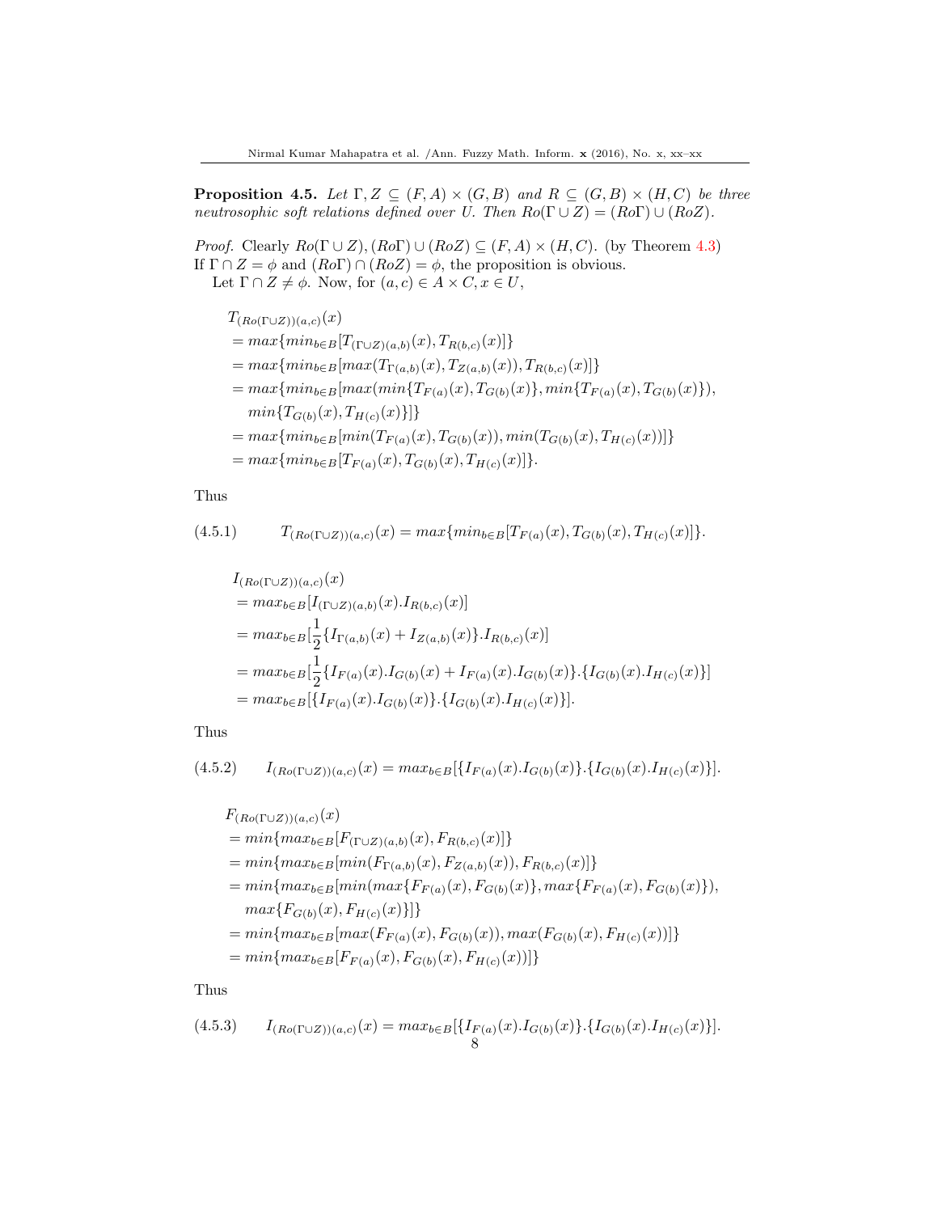**Proposition 4.5.** *Let $\Gamma, Z \subseteq (F,A) \times (G,B)$ and $R \subseteq (G,B) \times (H,C)$ be three neutrosophic soft relations defined over U. Then $Ro(\Gamma \cup Z) = (Ro\Gamma) \cup (RoZ)$.*

*Proof.* Clearly $Ro(\Gamma \cup Z), (Ro\Gamma) \cup (RoZ) \subseteq (F,A) \times (H,C)$. (by Theorem 4.3)
If $\Gamma \cap Z = \phi$ and $(Ro\Gamma) \cap (RoZ) = \phi$, the proposition is obvious.
Let $\Gamma \cap Z \neq \phi$. Now, for $(a,c) \in A \times C, x \in U$,

$$
\begin{aligned}
&T_{(Ro(\Gamma \cup Z))(a,c)}(x) \\
&= max\{min_{b \in B}[T_{(\Gamma \cup Z)(a,b)}(x), T_{R(b,c)}(x)]\} \\
&= max\{min_{b \in B}[max(T_{\Gamma(a,b)}(x), T_{Z(a,b)}(x)), T_{R(b,c)}(x)]\} \\
&= max\{min_{b \in B}[max(min\{T_{F(a)}(x), T_{G(b)}(x)\}, min\{T_{F(a)}(x), T_{G(b)}(x)\}), \\
&\quad min\{T_{G(b)}(x), T_{H(c)}(x)\}]\} \\
&= max\{min_{b \in B}[min(T_{F(a)}(x), T_{G(b)}(x)), min(T_{G(b)}(x), T_{H(c)}(x))]\} \\
&= max\{min_{b \in B}[T_{F(a)}(x), T_{G(b)}(x), T_{H(c)}(x)]\}.
\end{aligned}
$$

Thus

$$
(4.5.1) \qquad T_{(Ro(\Gamma \cup Z))(a,c)}(x) = max\{min_{b \in B}[T_{F(a)}(x), T_{G(b)}(x), T_{H(c)}(x)]\}.
$$

$$
\begin{aligned}
&I_{(Ro(\Gamma \cup Z))(a,c)}(x) \\
&= max_{b \in B}[I_{(\Gamma \cup Z)(a,b)}(x).I_{R(b,c)}(x)] \\
&= max_{b \in B}[\frac{1}{2}\{I_{\Gamma(a,b)}(x) + I_{Z(a,b)}(x)\}.I_{R(b,c)}(x)] \\
&= max_{b \in B}[\frac{1}{2}\{I_{F(a)}(x).I_{G(b)}(x) + I_{F(a)}(x).I_{G(b)}(x)\}.\{I_{G(b)}(x).I_{H(c)}(x)\}] \\
&= max_{b \in B}[\{I_{F(a)}(x).I_{G(b)}(x)\}.\{I_{G(b)}(x).I_{H(c)}(x)\}].
\end{aligned}
$$

Thus

$$
(4.5.2) \qquad I_{(Ro(\Gamma \cup Z))(a,c)}(x) = max_{b \in B}[\{I_{F(a)}(x).I_{G(b)}(x)\}.\{I_{G(b)}(x).I_{H(c)}(x)\}].
$$

$$
\begin{aligned}
&F_{(Ro(\Gamma \cup Z))(a,c)}(x) \\
&= min\{max_{b \in B}[F_{(\Gamma \cup Z)(a,b)}(x), F_{R(b,c)}(x)]\} \\
&= min\{max_{b \in B}[min(F_{\Gamma(a,b)}(x), F_{Z(a,b)}(x)), F_{R(b,c)}(x)]\} \\
&= min\{max_{b \in B}[min(max\{F_{F(a)}(x), F_{G(b)}(x)\}, max\{F_{F(a)}(x), F_{G(b)}(x)\}), \\
&\quad max\{F_{G(b)}(x), F_{H(c)}(x)\}]\} \\
&= min\{max_{b \in B}[max(F_{F(a)}(x), F_{G(b)}(x)), max(F_{G(b)}(x), F_{H(c)}(x))]\} \\
&= min\{max_{b \in B}[F_{F(a)}(x), F_{G(b)}(x), F_{H(c)}(x))]\}
\end{aligned}
$$

Thus

$$
(4.5.3) \qquad I_{(Ro(\Gamma \cup Z))(a,c)}(x) = max_{b \in B}[\{I_{F(a)}(x).I_{G(b)}(x)\}.\{I_{G(b)}(x).I_{H(c)}(x)\}].
$$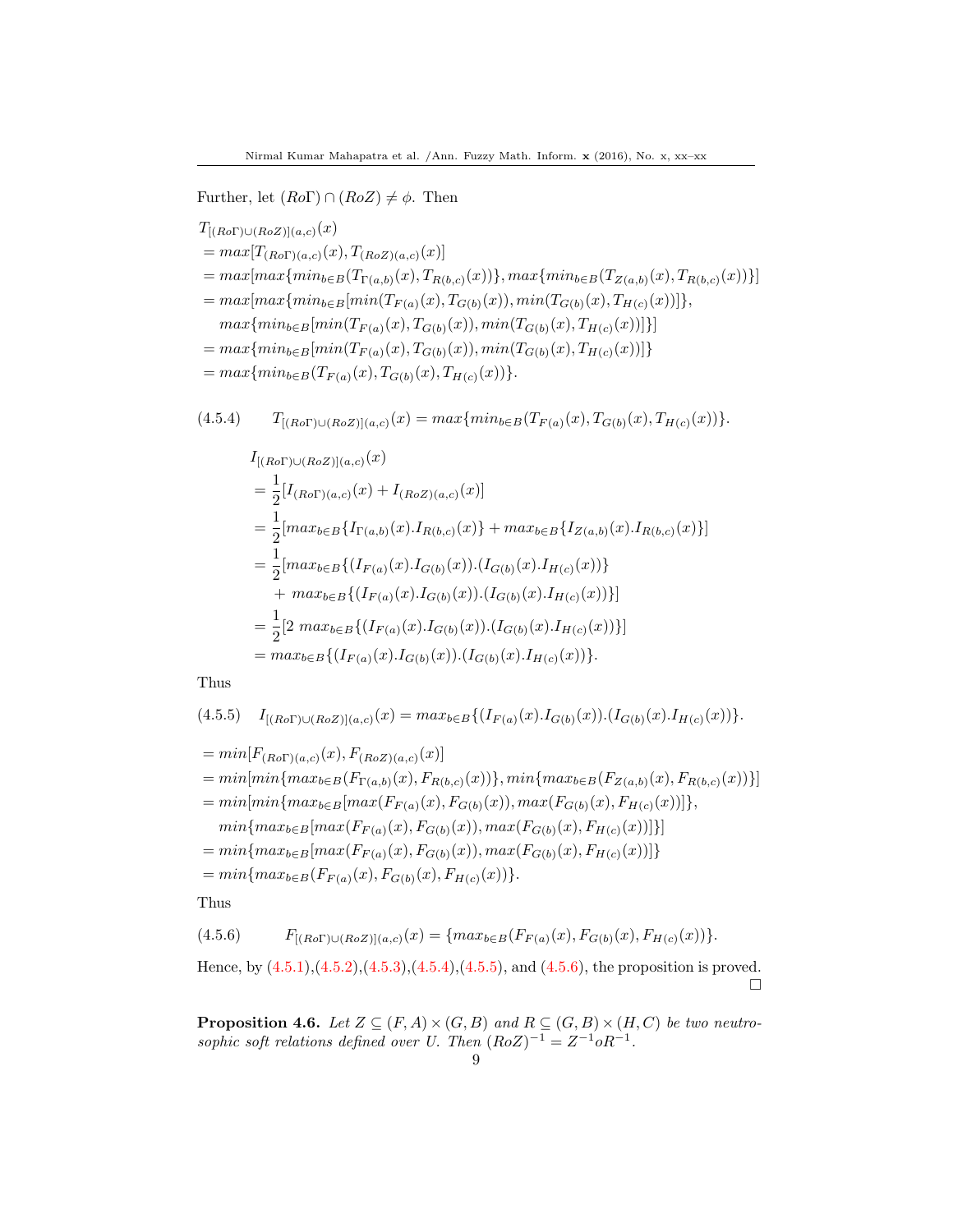Further, let $(Ro\Gamma) \cap (RoZ) \neq \phi$. Then

$$
\begin{aligned}
&T_{[(Ro\Gamma)\cup(RoZ)](a,c)}(x)\\
&= max[T_{(Ro\Gamma)(a,c)}(x), T_{(RoZ)(a,c)}(x)]\\
&= max[max\{min_{b\in B}(T_{\Gamma(a,b)}(x), T_{R(b,c)}(x))\}, max\{min_{b\in B}(T_{Z(a,b)}(x), T_{R(b,c)}(x))\}]\\
&= max[max\{min_{b\in B}[min(T_{F(a)}(x), T_{G(b)}(x)), min(T_{G(b)}(x), T_{H(c)}(x))]\},\\
&\quad max\{min_{b\in B}[min(T_{F(a)}(x), T_{G(b)}(x)), min(T_{G(b)}(x), T_{H(c)}(x))]\}]\\
&= max\{min_{b\in B}[min(T_{F(a)}(x), T_{G(b)}(x)), min(T_{G(b)}(x), T_{H(c)}(x))]\}\\
&= max\{min_{b\in B}(T_{F(a)}(x), T_{G(b)}(x), T_{H(c)}(x))\}.
\end{aligned}
$$

(4.5.4) $$T_{[(Ro\Gamma)\cup(RoZ)](a,c)}(x) = max\{min_{b\in B}(T_{F(a)}(x), T_{G(b)}(x), T_{H(c)}(x))\}.$$

$$
\begin{aligned}
&I_{[(Ro\Gamma)\cup(RoZ)](a,c)}(x)\\
&= \frac{1}{2}[I_{(Ro\Gamma)(a,c)}(x) + I_{(RoZ)(a,c)}(x)]\\
&= \frac{1}{2}[max_{b\in B}\{I_{\Gamma(a,b)}(x).I_{R(b,c)}(x)\} + max_{b\in B}\{I_{Z(a,b)}(x).I_{R(b,c)}(x)\}]\\
&= \frac{1}{2}[max_{b\in B}\{(I_{F(a)}(x).I_{G(b)}(x)).(I_{G(b)}(x).I_{H(c)}(x))\}\\
&\quad + max_{b\in B}\{(I_{F(a)}(x).I_{G(b)}(x)).(I_{G(b)}(x).I_{H(c)}(x))\}]\\
&= \frac{1}{2}[2\ max_{b\in B}\{(I_{F(a)}(x).I_{G(b)}(x)).(I_{G(b)}(x).I_{H(c)}(x))\}]\\
&= max_{b\in B}\{(I_{F(a)}(x).I_{G(b)}(x)).(I_{G(b)}(x).I_{H(c)}(x))\}.
\end{aligned}
$$

Thus

(4.5.5) $$I_{[(Ro\Gamma)\cup(RoZ)](a,c)}(x) = max_{b\in B}\{(I_{F(a)}(x).I_{G(b)}(x)).(I_{G(b)}(x).I_{H(c)}(x))\}.$$

$$
\begin{aligned}
&= min[F_{(Ro\Gamma)(a,c)}(x), F_{(RoZ)(a,c)}(x)]\\
&= min[min\{max_{b\in B}(F_{\Gamma(a,b)}(x), F_{R(b,c)}(x))\}, min\{max_{b\in B}(F_{Z(a,b)}(x), F_{R(b,c)}(x))\}]\\
&= min[min\{max_{b\in B}[max(F_{F(a)}(x), F_{G(b)}(x)), max(F_{G(b)}(x), F_{H(c)}(x))]\},\\
&\quad min\{max_{b\in B}[max(F_{F(a)}(x), F_{G(b)}(x)), max(F_{G(b)}(x), F_{H(c)}(x))]\}]\\
&= min\{max_{b\in B}[max(F_{F(a)}(x), F_{G(b)}(x)), max(F_{G(b)}(x), F_{H(c)}(x))]\}\\
&= min\{max_{b\in B}(F_{F(a)}(x), F_{G(b)}(x), F_{H(c)}(x))\}.
\end{aligned}
$$

Thus

(4.5.6) $$F_{[(Ro\Gamma)\cup(RoZ)](a,c)}(x) = \{max_{b\in B}(F_{F(a)}(x), F_{G(b)}(x), F_{H(c)}(x))\}.$$

Hence, by (4.5.1),(4.5.2),(4.5.3),(4.5.4),(4.5.5), and (4.5.6), the proposition is proved. □

**Proposition 4.6.** *Let $Z \subseteq (F, A) \times (G, B)$ and $R \subseteq (G, B) \times (H, C)$ be two neutrosophic soft relations defined over U. Then $(RoZ)^{-1} = Z^{-1}oR^{-1}$.*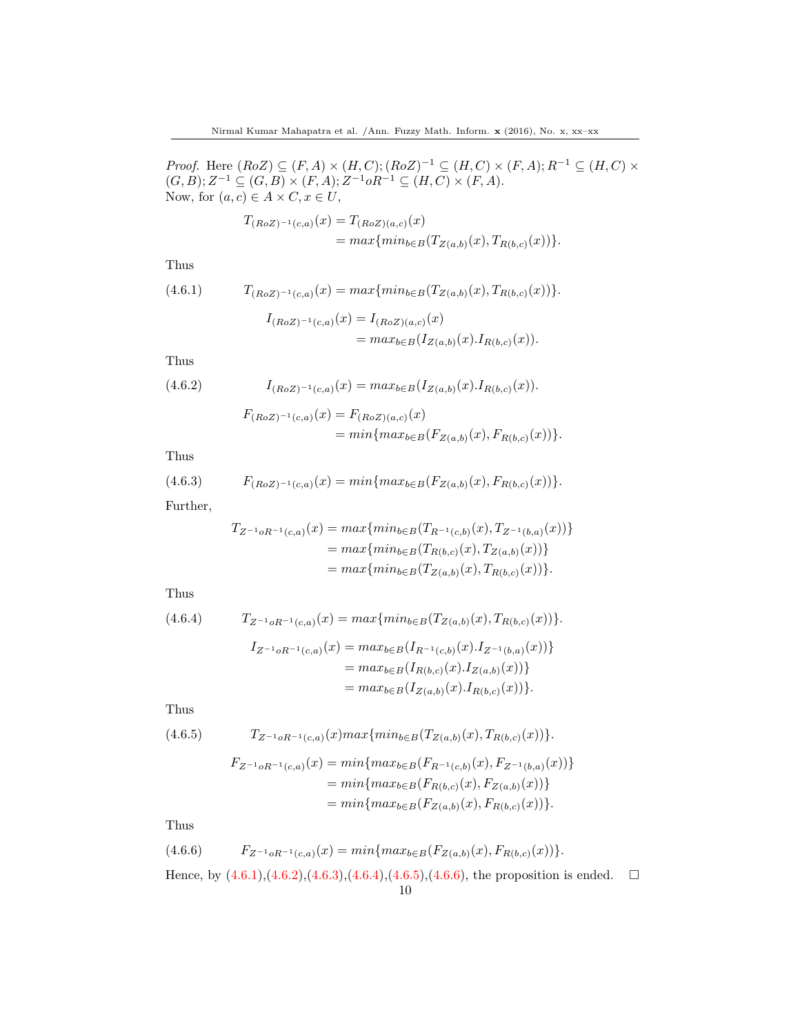*Proof.* Here $(RoZ) \subseteq (F, A) \times (H, C); (RoZ)^{-1} \subseteq (H, C) \times (F, A); R^{-1} \subseteq (H, C) \times (G, B); Z^{-1} \subseteq (G, B) \times (F, A); Z^{-1}oR^{-1} \subseteq (H, C) \times (F, A)$.
Now, for $(a, c) \in A \times C, x \in U$,

$$
\begin{aligned}
T_{(RoZ)^{-1}(c,a)}(x) &= T_{(RoZ)(a,c)}(x) \\
&= max\{min_{b \in B}(T_{Z(a,b)}(x), T_{R(b,c)}(x))\}.
\end{aligned}
$$

Thus

$$
T_{(RoZ)^{-1}(c,a)}(x) = max\{min_{b \in B}(T_{Z(a,b)}(x), T_{R(b,c)}(x))\}. \tag{4.6.1}
$$

$$
\begin{aligned}
I_{(RoZ)^{-1}(c,a)}(x) &= I_{(RoZ)(a,c)}(x) \\
&= max_{b \in B}(I_{Z(a,b)}(x).I_{R(b,c)}(x)).
\end{aligned}
$$

Thus

$$
I_{(RoZ)^{-1}(c,a)}(x) = max_{b \in B}(I_{Z(a,b)}(x).I_{R(b,c)}(x)). \tag{4.6.2}
$$

$$
\begin{aligned}
F_{(RoZ)^{-1}(c,a)}(x) &= F_{(RoZ)(a,c)}(x) \\
&= min\{max_{b \in B}(F_{Z(a,b)}(x), F_{R(b,c)}(x))\}.
\end{aligned}
$$

Thus

$$
F_{(RoZ)^{-1}(c,a)}(x) = min\{max_{b \in B}(F_{Z(a,b)}(x), F_{R(b,c)}(x))\}. \tag{4.6.3}
$$

Further,

$$
\begin{aligned}
T_{Z^{-1}oR^{-1}(c,a)}(x) &= max\{min_{b \in B}(T_{R^{-1}(c,b)}(x), T_{Z^{-1}(b,a)}(x))\} \\
&= max\{min_{b \in B}(T_{R(b,c)}(x), T_{Z(a,b)}(x))\} \\
&= max\{min_{b \in B}(T_{Z(a,b)}(x), T_{R(b,c)}(x))\}.
\end{aligned}
$$

Thus

$$
T_{Z^{-1}oR^{-1}(c,a)}(x) = max\{min_{b \in B}(T_{Z(a,b)}(x), T_{R(b,c)}(x))\}. \tag{4.6.4}
$$

$$
\begin{aligned}
I_{Z^{-1}oR^{-1}(c,a)}(x) &= max_{b \in B}(I_{R^{-1}(c,b)}(x).I_{Z^{-1}(b,a)}(x))\} \\
&= max_{b \in B}(I_{R(b,c)}(x).I_{Z(a,b)}(x))\} \\
&= max_{b \in B}(I_{Z(a,b)}(x).I_{R(b,c)}(x))\}.
\end{aligned}
$$

Thus

$$
T_{Z^{-1}oR^{-1}(c,a)}(x) max\{min_{b \in B}(T_{Z(a,b)}(x), T_{R(b,c)}(x))\}. \tag{4.6.5}
$$

$$
\begin{aligned}
F_{Z^{-1}oR^{-1}(c,a)}(x) &= min\{max_{b \in B}(F_{R^{-1}(c,b)}(x), F_{Z^{-1}(b,a)}(x))\} \\
&= min\{max_{b \in B}(F_{R(b,c)}(x), F_{Z(a,b)}(x))\} \\
&= min\{max_{b \in B}(F_{Z(a,b)}(x), F_{R(b,c)}(x))\}.
\end{aligned}
$$

Thus

$$
F_{Z^{-1}oR^{-1}(c,a)}(x) = min\{max_{b \in B}(F_{Z(a,b)}(x), F_{R(b,c)}(x))\}. \tag{4.6.6}
$$

Hence, by (4.6.1),(4.6.2),(4.6.3),(4.6.4),(4.6.5),(4.6.6), the proposition is ended. □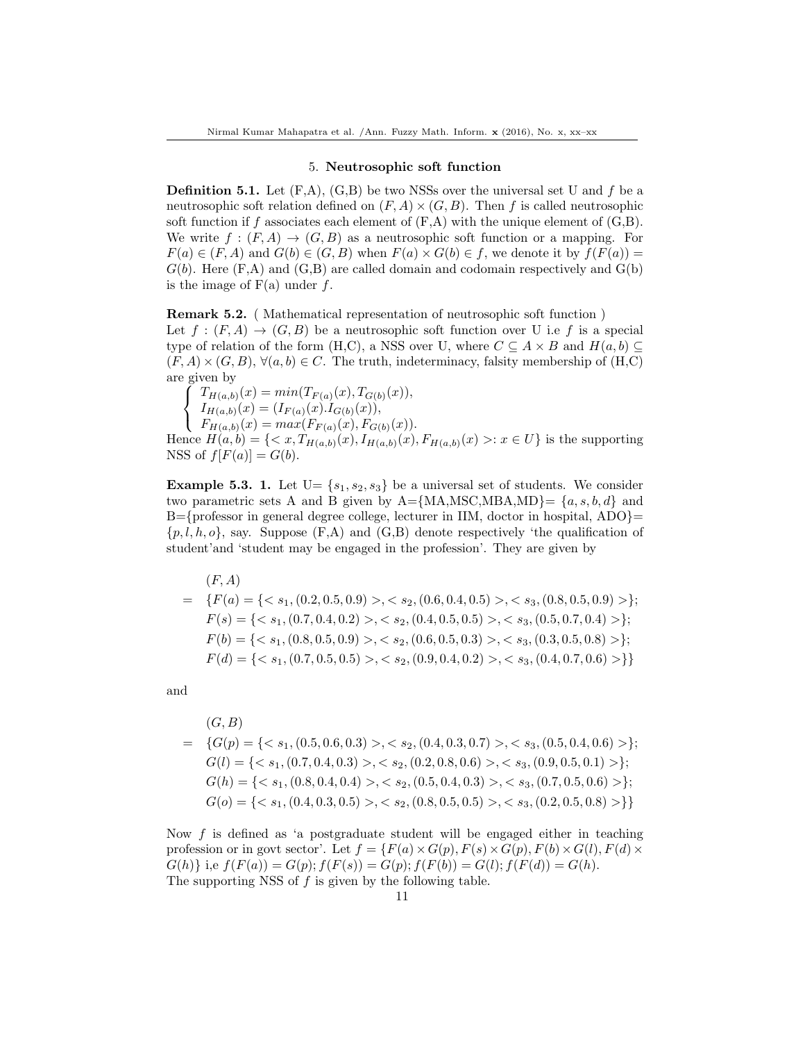## 5. Neutrosophic soft function

**Definition 5.1.** Let (F,A), (G,B) be two NSSs over the universal set U and $f$ be a neutrosophic soft relation defined on $(F,A) \times (G,B)$. Then $f$ is called neutrosophic soft function if $f$ associates each element of (F,A) with the unique element of (G,B). We write $f : (F,A) \to (G,B)$ as a neutrosophic soft function or a mapping. For $F(a) \in (F,A)$ and $G(b) \in (G,B)$ when $F(a) \times G(b) \in f$, we denote it by $f(F(a)) = G(b)$. Here (F,A) and (G,B) are called domain and codomain respectively and G(b) is the image of F(a) under $f$.

**Remark 5.2.** ( Mathematical representation of neutrosophic soft function )
Let $f : (F,A) \to (G,B)$ be a neutrosophic soft function over U i.e $f$ is a special type of relation of the form (H,C), a NSS over U, where $C \subseteq A \times B$ and $H(a,b) \subseteq (F,A) \times (G,B)$, $\forall (a,b) \in C$. The truth, indeterminacy, falsity membership of (H,C) are given by

$$\begin{cases} T_{H(a,b)}(x) = min(T_{F(a)}(x), T_{G(b)}(x)), \\ I_{H(a,b)}(x) = (I_{F(a)}(x).I_{G(b)}(x)), \\ F_{H(a,b)}(x) = max(F_{F(a)}(x), F_{G(b)}(x)). \end{cases}$$

Hence $H(a,b) = \{< x, T_{H(a,b)}(x), I_{H(a,b)}(x), F_{H(a,b)}(x) >: x \in U\}$ is the supporting NSS of $f[F(a)] = G(b)$.

**Example 5.3. 1.** Let U= $\{s_1, s_2, s_3\}$ be a universal set of students. We consider two parametric sets A and B given by A={MA,MSC,MBA,MD}= $\{a, s, b, d\}$ and B={professor in general degree college, lecturer in IIM, doctor in hospital, ADO}= $\{p, l, h, o\}$, say. Suppose (F,A) and (G,B) denote respectively 'the qualification of student'and 'student may be engaged in the profession'. They are given by

$$\begin{aligned} & (F,A) \\ = \quad & \{F(a) = \{< s_1, (0.2, 0.5, 0.9) >, < s_2, (0.6, 0.4, 0.5) >, < s_3, (0.8, 0.5, 0.9) >\}; \\ & F(s) = \{< s_1, (0.7, 0.4, 0.2) >, < s_2, (0.4, 0.5, 0.5) >, < s_3, (0.5, 0.7, 0.4) >\}; \\ & F(b) = \{< s_1, (0.8, 0.5, 0.9) >, < s_2, (0.6, 0.5, 0.3) >, < s_3, (0.3, 0.5, 0.8) >\}; \\ & F(d) = \{< s_1, (0.7, 0.5, 0.5) >, < s_2, (0.9, 0.4, 0.2) >, < s_3, (0.4, 0.7, 0.6) >\}\} \end{aligned}$$

and

$$\begin{aligned} & (G,B) \\ = \quad & \{G(p) = \{< s_1, (0.5, 0.6, 0.3) >, < s_2, (0.4, 0.3, 0.7) >, < s_3, (0.5, 0.4, 0.6) >\}; \\ & G(l) = \{< s_1, (0.7, 0.4, 0.3) >, < s_2, (0.2, 0.8, 0.6) >, < s_3, (0.9, 0.5, 0.1) >\}; \\ & G(h) = \{< s_1, (0.8, 0.4, 0.4) >, < s_2, (0.5, 0.4, 0.3) >, < s_3, (0.7, 0.5, 0.6) >\}; \\ & G(o) = \{< s_1, (0.4, 0.3, 0.5) >, < s_2, (0.8, 0.5, 0.5) >, < s_3, (0.2, 0.5, 0.8) >\}\} \end{aligned}$$

Now $f$ is defined as 'a postgraduate student will be engaged either in teaching profession or in govt sector'. Let $f = \{F(a) \times G(p), F(s) \times G(p), F(b) \times G(l), F(d) \times G(h)\}$ i,e $f(F(a)) = G(p); f(F(s)) = G(p); f(F(b)) = G(l); f(F(d)) = G(h)$.
The supporting NSS of $f$ is given by the following table.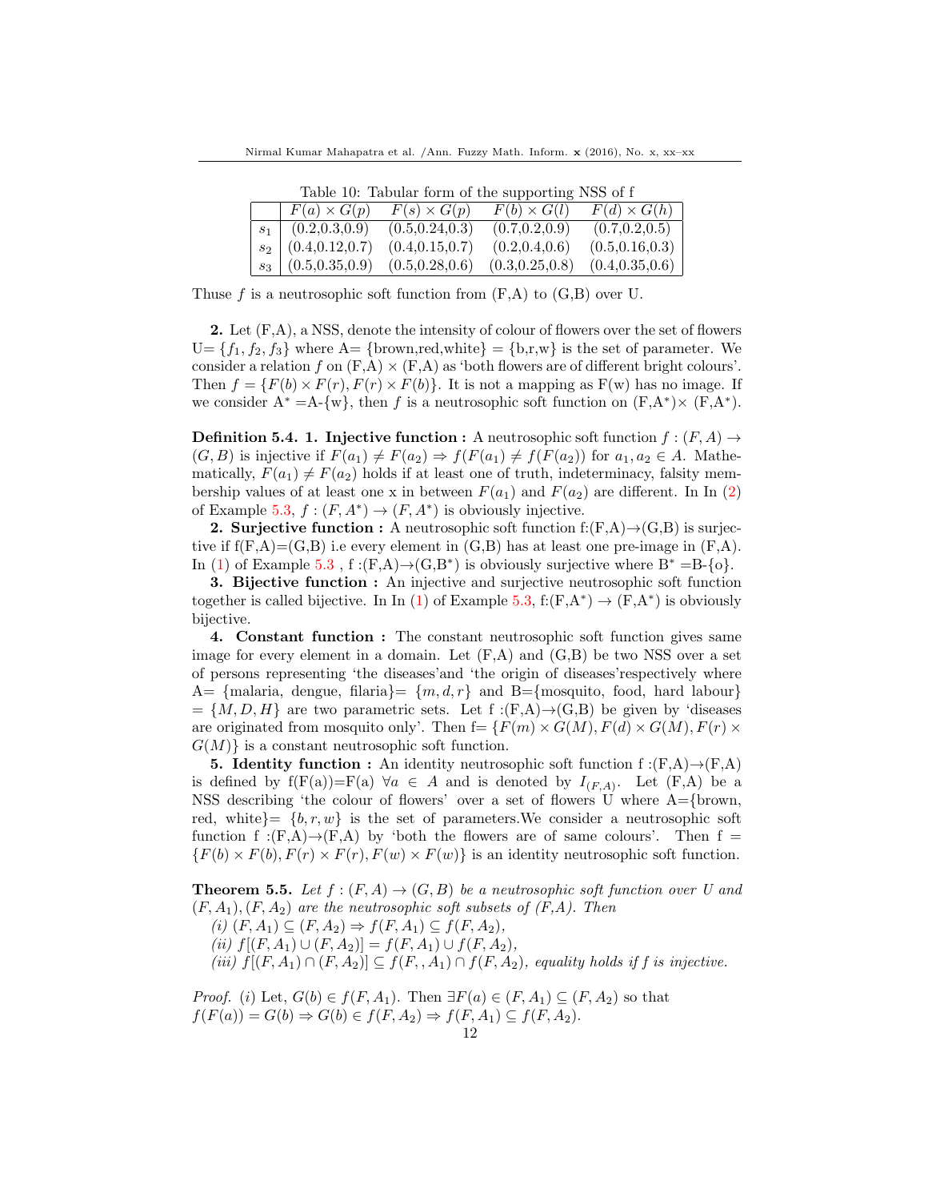Table 10: Tabular form of the supporting NSS of f

| | $F(a)\times G(p)$ | $F(s)\times G(p)$ | $F(b)\times G(l)$ | $F(d)\times G(h)$ |
|---|---|---|---|---|
| $s_1$ | (0.2,0.3,0.9) | (0.5,0.24,0.3) | (0.7,0.2,0.9) | (0.7,0.2,0.5) |
| $s_2$ | (0.4,0.12,0.7) | (0.4,0.15,0.7) | (0.2,0.4,0.6) | (0.5,0.16,0.3) |
| $s_3$ | (0.5,0.35,0.9) | (0.5,0.28,0.6) | (0.3,0.25,0.8) | (0.4,0.35,0.6) |

Thuse $f$ is a neutrosophic soft function from (F,A) to (G,B) over U.

**2.** Let (F,A), a NSS, denote the intensity of colour of flowers over the set of flowers U= $\{f_1, f_2, f_3\}$ where A= {brown,red,white} = {b,r,w} is the set of parameter. We consider a relation $f$ on (F,A) $\times$ (F,A) as 'both flowers are of different bright colours'. Then $f = \{F(b)\times F(r), F(r)\times F(b)\}$. It is not a mapping as F(w) has no image. If we consider A$^*$ =A-{w}, then $f$ is a neutrosophic soft function on (F,A$^*$)$\times$ (F,A$^*$).

**Definition 5.4.** **1. Injective function :** A neutrosophic soft function $f : (F,A) \to (G,B)$ is injective if $F(a_1) \neq F(a_2) \Rightarrow f(F(a_1) \neq f(F(a_2))$ for $a_1, a_2 \in A$. Mathematically, $F(a_1) \neq F(a_2)$ holds if at least one of truth, indeterminacy, falsity membership values of at least one x in between $F(a_1)$ and $F(a_2)$ are different. In In (2) of Example 5.3, $f : (F,A^*) \to (F,A^*)$ is obviously injective.

**2. Surjective function :** A neutrosophic soft function f:(F,A)$\to$(G,B) is surjective if f(F,A)=(G,B) i.e every element in (G,B) has at least one pre-image in (F,A). In (1) of Example 5.3 , f :(F,A)$\to$(G,B$^*$) is obviously surjective where B$^*$ =B-{o}.

**3. Bijective function :** An injective and surjective neutrosophic soft function together is called bijective. In In (1) of Example 5.3, f:(F,A$^*$) $\to$ (F,A$^*$) is obviously bijective.

**4. Constant function :** The constant neutrosophic soft function gives same image for every element in a domain. Let (F,A) and (G,B) be two NSS over a set of persons representing 'the diseases'and 'the origin of diseases'respectively where A= {malaria, dengue, filaria}= $\{m, d, r\}$ and B={mosquito, food, hard labour} = $\{M, D, H\}$ are two parametric sets. Let f :(F,A)$\to$(G,B) be given by 'diseases are originated from mosquito only'. Then f= $\{F(m)\times G(M), F(d)\times G(M), F(r)\times G(M)\}$ is a constant neutrosophic soft function.

**5. Identity function :** An identity neutrosophic soft function f :(F,A)$\to$(F,A) is defined by f(F(a))=F(a) $\forall a \in A$ and is denoted by $I_{(F,A)}$. Let (F,A) be a NSS describing 'the colour of flowers' over a set of flowers U where A={brown, red, white}= $\{b, r, w\}$ is the set of parameters.We consider a neutrosophic soft function f :(F,A)$\to$(F,A) by 'both the flowers are of same colours'. Then f = $\{F(b)\times F(b), F(r)\times F(r), F(w)\times F(w)\}$ is an identity neutrosophic soft function.

**Theorem 5.5.** *Let $f : (F,A) \to (G,B)$ be a neutrosophic soft function over U and $(F,A_1),(F,A_2)$ are the neutrosophic soft subsets of (F,A). Then*

*(i) $(F,A_1) \subseteq (F,A_2) \Rightarrow f(F,A_1) \subseteq f(F,A_2)$,*

*(ii) $f[(F,A_1)\cup(F,A_2)] = f(F,A_1)\cup f(F,A_2)$,*

*(iii) $f[(F,A_1)\cap(F,A_2)] \subseteq f(F,,A_1)\cap f(F,A_2)$, equality holds if f is injective.*

*Proof.* (i) Let, $G(b) \in f(F,A_1)$. Then $\exists F(a) \in (F,A_1) \subseteq (F,A_2)$ so that $f(F(a)) = G(b) \Rightarrow G(b) \in f(F,A_2) \Rightarrow f(F,A_1) \subseteq f(F,A_2)$.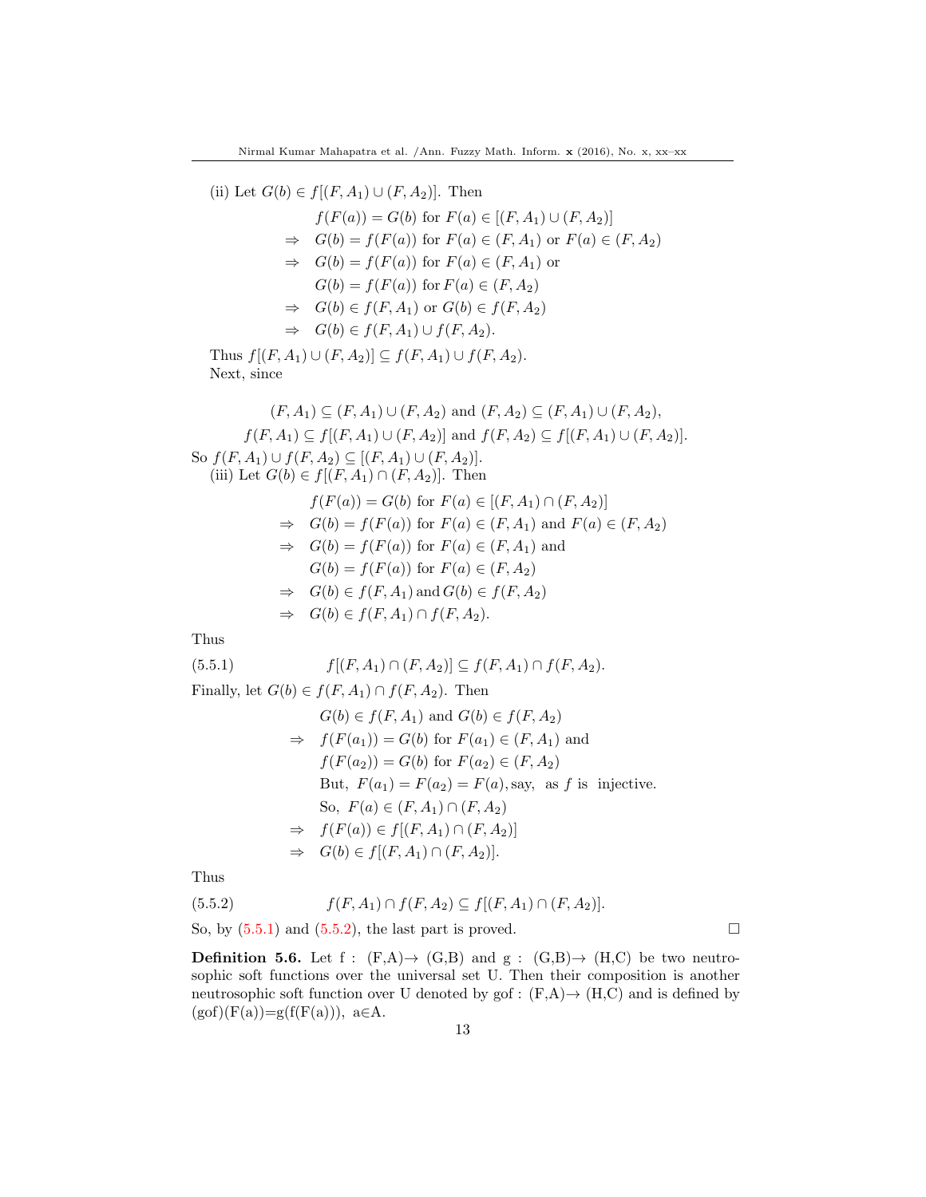(ii) Let $G(b) \in f[(F, A_1) \cup (F, A_2)]$. Then

$$\begin{aligned}
& f(F(a)) = G(b) \text{ for } F(a) \in [(F, A_1) \cup (F, A_2)] \\
\Rightarrow\ & G(b) = f(F(a)) \text{ for } F(a) \in (F, A_1) \text{ or } F(a) \in (F, A_2) \\
\Rightarrow\ & G(b) = f(F(a)) \text{ for } F(a) \in (F, A_1) \text{ or} \\
& G(b) = f(F(a)) \text{ for } F(a) \in (F, A_2) \\
\Rightarrow\ & G(b) \in f(F, A_1) \text{ or } G(b) \in f(F, A_2) \\
\Rightarrow\ & G(b) \in f(F, A_1) \cup f(F, A_2).
\end{aligned}$$

Thus $f[(F, A_1) \cup (F, A_2)] \subseteq f(F, A_1) \cup f(F, A_2)$.

Next, since

$$(F, A_1) \subseteq (F, A_1) \cup (F, A_2) \text{ and } (F, A_2) \subseteq (F, A_1) \cup (F, A_2),$$
$$f(F, A_1) \subseteq f[(F, A_1) \cup (F, A_2)] \text{ and } f(F, A_2) \subseteq f[(F, A_1) \cup (F, A_2)].$$

So $f(F, A_1) \cup f(F, A_2) \subseteq [(F, A_1) \cup (F, A_2)]$.

(iii) Let $G(b) \in f[(F, A_1) \cap (F, A_2)]$. Then

$$\begin{aligned}
& f(F(a)) = G(b) \text{ for } F(a) \in [(F, A_1) \cap (F, A_2)] \\
\Rightarrow\ & G(b) = f(F(a)) \text{ for } F(a) \in (F, A_1) \text{ and } F(a) \in (F, A_2) \\
\Rightarrow\ & G(b) = f(F(a)) \text{ for } F(a) \in (F, A_1) \text{ and} \\
& G(b) = f(F(a)) \text{ for } F(a) \in (F, A_2) \\
\Rightarrow\ & G(b) \in f(F, A_1) \text{ and } G(b) \in f(F, A_2) \\
\Rightarrow\ & G(b) \in f(F, A_1) \cap f(F, A_2).
\end{aligned}$$

Thus

$$f[(F, A_1) \cap (F, A_2)] \subseteq f(F, A_1) \cap f(F, A_2). \tag{5.5.1}$$

Finally, let $G(b) \in f(F, A_1) \cap f(F, A_2)$. Then

$$\begin{aligned}
& G(b) \in f(F, A_1) \text{ and } G(b) \in f(F, A_2) \\
\Rightarrow\ & f(F(a_1)) = G(b) \text{ for } F(a_1) \in (F, A_1) \text{ and} \\
& f(F(a_2)) = G(b) \text{ for } F(a_2) \in (F, A_2) \\
& \text{But, } F(a_1) = F(a_2) = F(a), \text{say, as } f \text{ is injective.} \\
& \text{So, } F(a) \in (F, A_1) \cap (F, A_2) \\
\Rightarrow\ & f(F(a)) \in f[(F, A_1) \cap (F, A_2)] \\
\Rightarrow\ & G(b) \in f[(F, A_1) \cap (F, A_2)].
\end{aligned}$$

Thus

$$f(F, A_1) \cap f(F, A_2) \subseteq f[(F, A_1) \cap (F, A_2)]. \tag{5.5.2}$$

So, by (5.5.1) and (5.5.2), the last part is proved. □

**Definition 5.6.** Let f : (F,A)→ (G,B) and g : (G,B)→ (H,C) be two neutrosophic soft functions over the universal set U. Then their composition is another neutrosophic soft function over U denoted by gof : (F,A)→ (H,C) and is defined by (gof)(F(a))=g(f(F(a))), a∈A.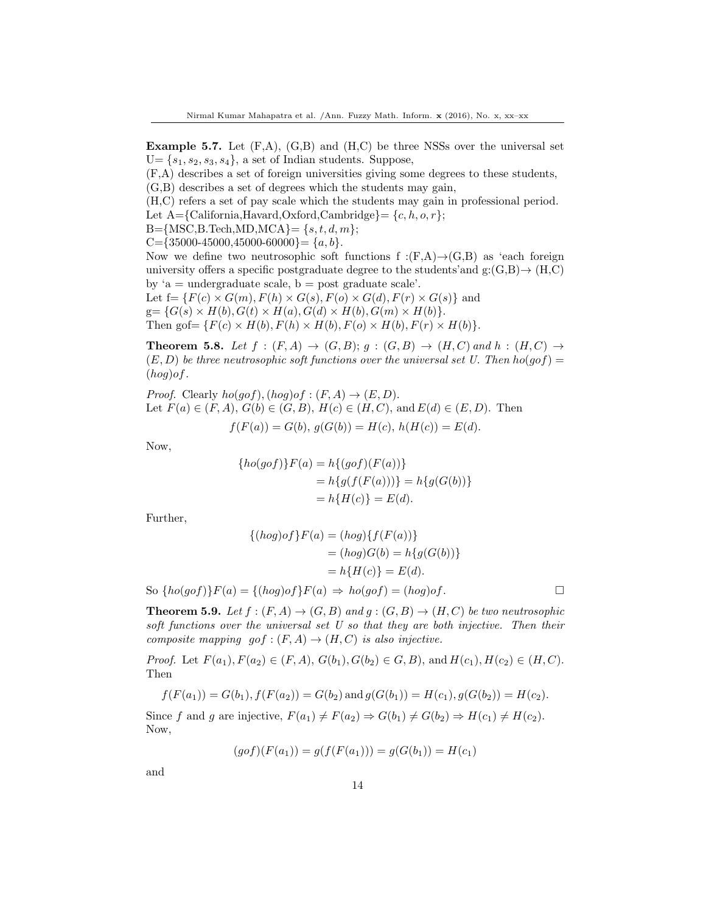**Example 5.7.** Let (F,A), (G,B) and (H,C) be three NSSs over the universal set U= $\{s_1, s_2, s_3, s_4\}$, a set of Indian students. Suppose,
(F,A) describes a set of foreign universities giving some degrees to these students,
(G,B) describes a set of degrees which the students may gain,
(H,C) refers a set of pay scale which the students may gain in professional period.
Let A={California,Havard,Oxford,Cambridge}= $\{c, h, o, r\}$;
B={MSC,B.Tech,MD,MCA}= $\{s, t, d, m\}$;
C={35000-45000,45000-60000}= $\{a, b\}$.
Now we define two neutrosophic soft functions f :(F,A)→(G,B) as 'each foreign university offers a specific postgraduate degree to the students'and g:(G,B)→ (H,C) by 'a = undergraduate scale, b = post graduate scale'.
Let f= $\{F(c) \times G(m), F(h) \times G(s), F(o) \times G(d), F(r) \times G(s)\}$ and
g= $\{G(s) \times H(b), G(t) \times H(a), G(d) \times H(b), G(m) \times H(b)\}$.
Then gof= $\{F(c) \times H(b), F(h) \times H(b), F(o) \times H(b), F(r) \times H(b)\}$.

**Theorem 5.8.** *Let $f : (F, A) \to (G, B)$; $g : (G, B) \to (H, C)$ and $h : (H, C) \to (E, D)$ be three neutrosophic soft functions over the universal set U. Then $ho(gof) = (hog)of$.*

*Proof.* Clearly $ho(gof), (hog)of : (F, A) \to (E, D)$.
Let $F(a) \in (F, A)$, $G(b) \in (G, B)$, $H(c) \in (H, C)$, and $E(d) \in (E, D)$. Then

$$f(F(a)) = G(b),\ g(G(b)) = H(c),\ h(H(c)) = E(d).$$

Now,

$$\begin{aligned}\{ho(gof)\}F(a) &= h\{(gof)(F(a))\}\\ &= h\{g(f(F(a)))\} = h\{g(G(b))\}\\ &= h\{H(c)\} = E(d).\end{aligned}$$

Further,

$$\begin{aligned}\{(hog)of\}F(a) &= (hog)\{f(F(a))\}\\ &= (hog)G(b) = h\{g(G(b))\}\\ &= h\{H(c)\} = E(d).\end{aligned}$$

So $\{ho(gof)\}F(a) = \{(hog)of\}F(a) \Rightarrow ho(gof) = (hog)of$. □

**Theorem 5.9.** *Let $f : (F, A) \to (G, B)$ and $g : (G, B) \to (H, C)$ be two neutrosophic soft functions over the universal set U so that they are both injective. Then their composite mapping $gof : (F, A) \to (H, C)$ is also injective.*

*Proof.* Let $F(a_1), F(a_2) \in (F, A)$, $G(b_1), G(b_2) \in G, B)$, and $H(c_1), H(c_2) \in (H, C)$. Then

$$f(F(a_1)) = G(b_1), f(F(a_2)) = G(b_2) \text{ and } g(G(b_1)) = H(c_1), g(G(b_2)) = H(c_2).$$

Since $f$ and $g$ are injective, $F(a_1) \neq F(a_2) \Rightarrow G(b_1) \neq G(b_2) \Rightarrow H(c_1) \neq H(c_2)$.
Now,

$$(gof)(F(a_1)) = g(f(F(a_1))) = g(G(b_1)) = H(c_1)$$

and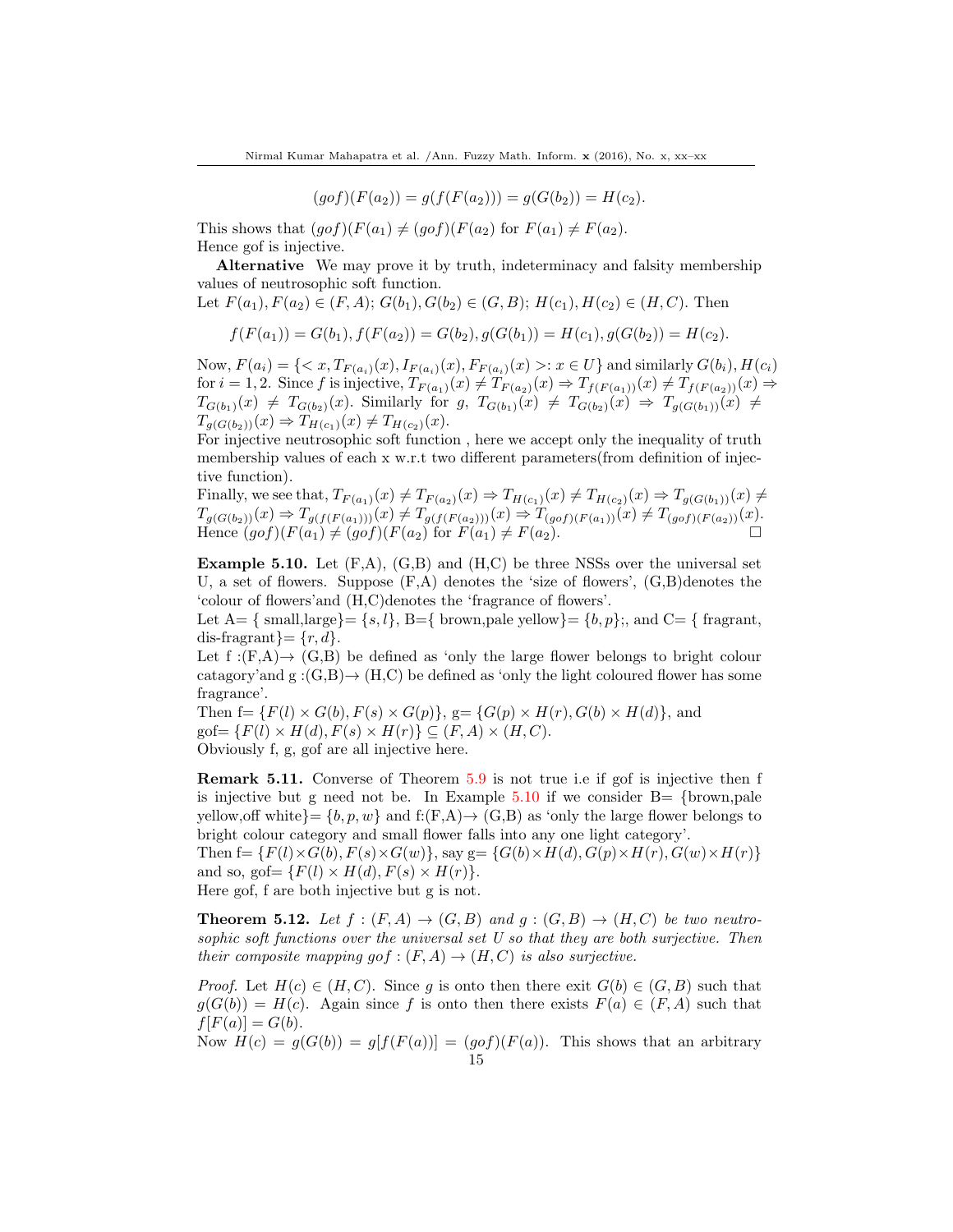$$(gof)(F(a_2)) = g(f(F(a_2))) = g(G(b_2)) = H(c_2).$$

This shows that $(gof)(F(a_1) \neq (gof)(F(a_2)$ for $F(a_1) \neq F(a_2)$.
Hence gof is injective.

**Alternative** We may prove it by truth, indeterminacy and falsity membership values of neutrosophic soft function.
Let $F(a_1), F(a_2) \in (F, A)$; $G(b_1), G(b_2) \in (G, B)$; $H(c_1), H(c_2) \in (H, C)$. Then

$$f(F(a_1)) = G(b_1), f(F(a_2)) = G(b_2), g(G(b_1)) = H(c_1), g(G(b_2)) = H(c_2).$$

Now, $F(a_i) = \{< x, T_{F(a_i)}(x), I_{F(a_i)}(x), F_{F(a_i)}(x) >: x \in U\}$ and similarly $G(b_i), H(c_i)$ for $i = 1, 2$. Since $f$ is injective, $T_{F(a_1)}(x) \neq T_{F(a_2)}(x) \Rightarrow T_{f(F(a_1))}(x) \neq T_{f(F(a_2))}(x) \Rightarrow T_{G(b_1)}(x) \neq T_{G(b_2)}(x)$. Similarly for $g$, $T_{G(b_1)}(x) \neq T_{G(b_2)}(x) \Rightarrow T_{g(G(b_1))}(x) \neq T_{g(G(b_2))}(x) \Rightarrow T_{H(c_1)}(x) \neq T_{H(c_2)}(x)$.
For injective neutrosophic soft function , here we accept only the inequality of truth membership values of each x w.r.t two different parameters(from definition of injective function).
Finally, we see that, $T_{F(a_1)}(x) \neq T_{F(a_2)}(x) \Rightarrow T_{H(c_1)}(x) \neq T_{H(c_2)}(x) \Rightarrow T_{g(G(b_1))}(x) \neq T_{g(G(b_2))}(x) \Rightarrow T_{g(f(F(a_1)))}(x) \neq T_{g(f(F(a_2)))}(x) \Rightarrow T_{(gof)(F(a_1))}(x) \neq T_{(gof)(F(a_2))}(x)$.
Hence $(gof)(F(a_1) \neq (gof)(F(a_2)$ for $F(a_1) \neq F(a_2)$. □

**Example 5.10.** Let (F,A), (G,B) and (H,C) be three NSSs over the universal set U, a set of flowers. Suppose (F,A) denotes the 'size of flowers', (G,B)denotes the 'colour of flowers'and (H,C)denotes the 'fragrance of flowers'.
Let A= { small,large}= $\{s, l\}$, B={ brown,pale yellow}= $\{b, p\}$;, and C= { fragrant, dis-fragrant}= $\{r, d\}$.
Let f :(F,A)→ (G,B) be defined as 'only the large flower belongs to bright colour catagory'and g :(G,B)→ (H,C) be defined as 'only the light coloured flower has some fragrance'.
Then f= $\{F(l) \times G(b), F(s) \times G(p)\}$, g= $\{G(p) \times H(r), G(b) \times H(d)\}$, and gof= $\{F(l) \times H(d), F(s) \times H(r)\} \subseteq (F, A) \times (H, C)$.
Obviously f, g, gof are all injective here.

**Remark 5.11.** Converse of Theorem 5.9 is not true i.e if gof is injective then f is injective but g need not be. In Example 5.10 if we consider B= {brown,pale yellow,off white}= $\{b, p, w\}$ and f:(F,A)→ (G,B) as 'only the large flower belongs to bright colour category and small flower falls into any one light category'.
Then f= $\{F(l) \times G(b), F(s) \times G(w)\}$, say g= $\{G(b) \times H(d), G(p) \times H(r), G(w) \times H(r)\}$ and so, gof= $\{F(l) \times H(d), F(s) \times H(r)\}$.
Here gof, f are both injective but g is not.

**Theorem 5.12.** *Let $f : (F, A) \to (G, B)$ and $g : (G, B) \to (H, C)$ be two neutrosophic soft functions over the universal set U so that they are both surjective. Then their composite mapping $gof : (F, A) \to (H, C)$ is also surjective.*

*Proof.* Let $H(c) \in (H, C)$. Since $g$ is onto then there exit $G(b) \in (G, B)$ such that $g(G(b)) = H(c)$. Again since $f$ is onto then there exists $F(a) \in (F, A)$ such that $f[F(a)] = G(b)$.
Now $H(c) = g(G(b)) = g[f(F(a))] = (gof)(F(a))$. This shows that an arbitrary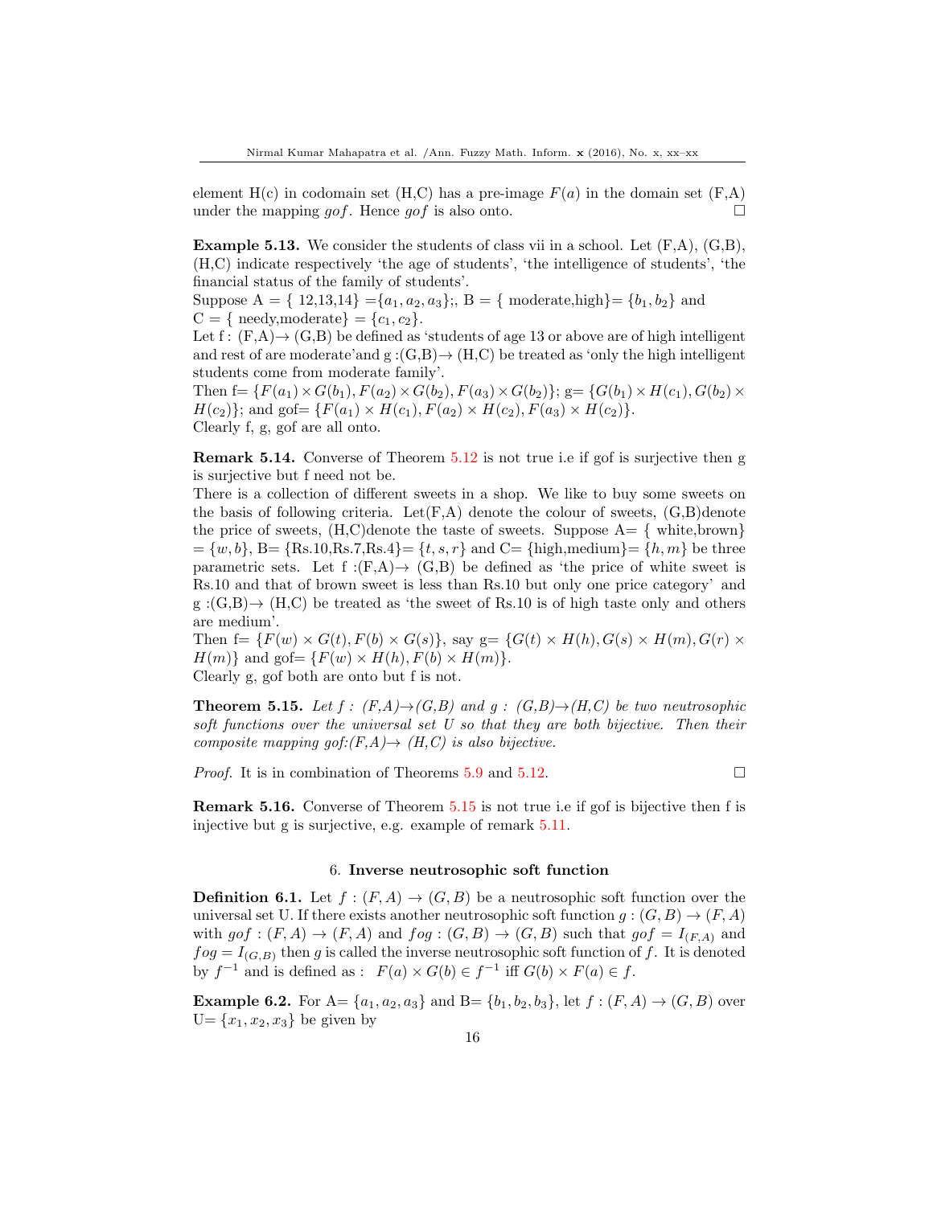element H(c) in codomain set (H,C) has a pre-image $F(a)$ in the domain set (F,A) under the mapping $gof$. Hence $gof$ is also onto. □

**Example 5.13.** We consider the students of class vii in a school. Let (F,A), (G,B), (H,C) indicate respectively 'the age of students', 'the intelligence of students', 'the financial status of the family of students'.
Suppose A = { 12,13,14} $=\{a_1, a_2, a_3\}$;, B = { moderate,high}= $\{b_1, b_2\}$ and C = { needy,moderate} $= \{c_1, c_2\}$.
Let f : (F,A)→ (G,B) be defined as 'students of age 13 or above are of high intelligent and rest of are moderate'and g :(G,B)→ (H,C) be treated as 'only the high intelligent students come from moderate family'.
Then f= $\{F(a_1) \times G(b_1), F(a_2) \times G(b_2), F(a_3) \times G(b_2)\}$; g= $\{G(b_1) \times H(c_1), G(b_2) \times H(c_2)\}$; and gof= $\{F(a_1) \times H(c_1), F(a_2) \times H(c_2), F(a_3) \times H(c_2)\}$.
Clearly f, g, gof are all onto.

**Remark 5.14.** Converse of Theorem 5.12 is not true i.e if gof is surjective then g is surjective but f need not be.
There is a collection of different sweets in a shop. We like to buy some sweets on the basis of following criteria. Let(F,A) denote the colour of sweets, (G,B)denote the price of sweets, (H,C)denote the taste of sweets. Suppose A= { white,brown} $= \{w, b\}$, B= {Rs.10,Rs.7,Rs.4}= $\{t, s, r\}$ and C= {high,medium}= $\{h, m\}$ be three parametric sets. Let f :(F,A)→ (G,B) be defined as 'the price of white sweet is Rs.10 and that of brown sweet is less than Rs.10 but only one price category' and g :(G,B)→ (H,C) be treated as 'the sweet of Rs.10 is of high taste only and others are medium'.
Then f= $\{F(w) \times G(t), F(b) \times G(s)\}$, say g= $\{G(t) \times H(h), G(s) \times H(m), G(r) \times H(m)\}$ and gof= $\{F(w) \times H(h), F(b) \times H(m)\}$.
Clearly g, gof both are onto but f is not.

**Theorem 5.15.** *Let f : (F,A)→(G,B) and g : (G,B)→(H,C) be two neutrosophic soft functions over the universal set U so that they are both bijective. Then their composite mapping gof:(F,A)→ (H,C) is also bijective.*

*Proof.* It is in combination of Theorems 5.9 and 5.12. □

**Remark 5.16.** Converse of Theorem 5.15 is not true i.e if gof is bijective then f is injective but g is surjective, e.g. example of remark 5.11.

## 6. Inverse neutrosophic soft function

**Definition 6.1.** Let $f : (F, A) \to (G, B)$ be a neutrosophic soft function over the universal set U. If there exists another neutrosophic soft function $g : (G, B) \to (F, A)$ with $gof : (F, A) \to (F, A)$ and $fog : (G, B) \to (G, B)$ such that $gof = I_{(F,A)}$ and $fog = I_{(G,B)}$ then $g$ is called the inverse neutrosophic soft function of $f$. It is denoted by $f^{-1}$ and is defined as : $F(a) \times G(b) \in f^{-1}$ iff $G(b) \times F(a) \in f$.

**Example 6.2.** For A= $\{a_1, a_2, a_3\}$ and B= $\{b_1, b_2, b_3\}$, let $f : (F, A) \to (G, B)$ over U= $\{x_1, x_2, x_3\}$ be given by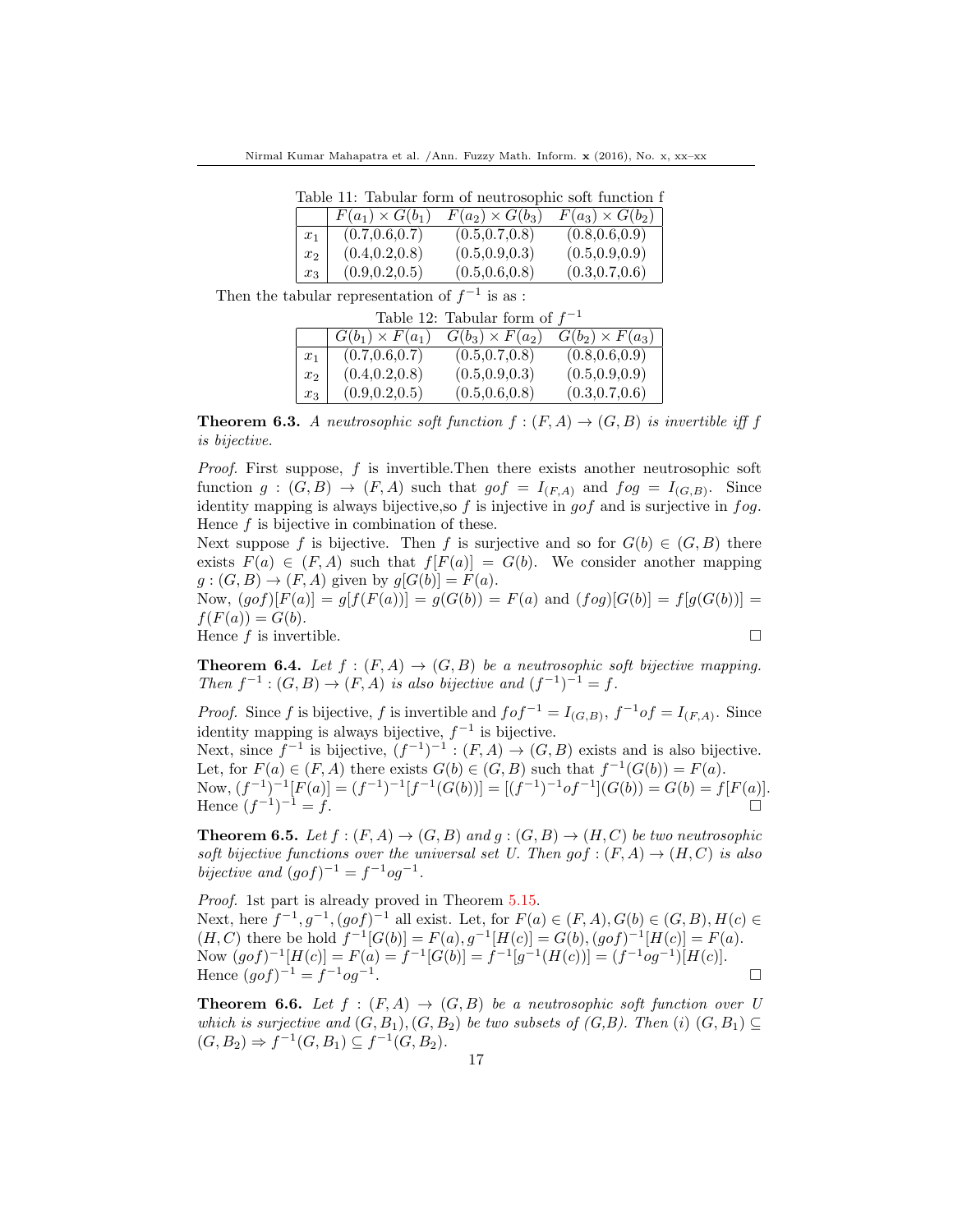Table 11: Tabular form of neutrosophic soft function f

|  | $F(a_1) \times G(b_1)$ | $F(a_2) \times G(b_3)$ | $F(a_3) \times G(b_2)$ |
|---|---|---|---|
| $x_1$ | (0.7,0.6,0.7) | (0.5,0.7,0.8) | (0.8,0.6,0.9) |
| $x_2$ | (0.4,0.2,0.8) | (0.5,0.9,0.3) | (0.5,0.9,0.9) |
| $x_3$ | (0.9,0.2,0.5) | (0.5,0.6,0.8) | (0.3,0.7,0.6) |

Then the tabular representation of $f^{-1}$ is as :

Table 12: Tabular form of $f^{-1}$

|  | $G(b_1) \times F(a_1)$ | $G(b_3) \times F(a_2)$ | $G(b_2) \times F(a_3)$ |
|---|---|---|---|
| $x_1$ | (0.7,0.6,0.7) | (0.5,0.7,0.8) | (0.8,0.6,0.9) |
| $x_2$ | (0.4,0.2,0.8) | (0.5,0.9,0.3) | (0.5,0.9,0.9) |
| $x_3$ | (0.9,0.2,0.5) | (0.5,0.6,0.8) | (0.3,0.7,0.6) |

**Theorem 6.3.** *A neutrosophic soft function $f : (F, A) \to (G, B)$ is invertible iff $f$ is bijective.*

*Proof.* First suppose, $f$ is invertible.Then there exists another neutrosophic soft function $g : (G, B) \to (F, A)$ such that $gof = I_{(F,A)}$ and $fog = I_{(G,B)}$. Since identity mapping is always bijective,so $f$ is injective in $gof$ and is surjective in $fog$. Hence $f$ is bijective in combination of these.
Next suppose $f$ is bijective. Then $f$ is surjective and so for $G(b) \in (G, B)$ there exists $F(a) \in (F, A)$ such that $f[F(a)] = G(b)$. We consider another mapping $g : (G, B) \to (F, A)$ given by $g[G(b)] = F(a)$.
Now, $(gof)[F(a)] = g[f(F(a))] = g(G(b)) = F(a)$ and $(fog)[G(b)] = f[g(G(b))] = f(F(a)) = G(b)$.
Hence $f$ is invertible. □

**Theorem 6.4.** *Let $f : (F, A) \to (G, B)$ be a neutrosophic soft bijective mapping. Then $f^{-1} : (G, B) \to (F, A)$ is also bijective and $(f^{-1})^{-1} = f$.*

*Proof.* Since f is bijective, $f$ is invertible and $fof^{-1} = I_{(G,B)}$, $f^{-1}of = I_{(F,A)}$. Since identity mapping is always bijective, $f^{-1}$ is bijective.
Next, since $f^{-1}$ is bijective, $(f^{-1})^{-1} : (F, A) \to (G, B)$ exists and is also bijective. Let, for $F(a) \in (F, A)$ there exists $G(b) \in (G, B)$ such that $f^{-1}(G(b)) = F(a)$.
Now, $(f^{-1})^{-1}[F(a)] = (f^{-1})^{-1}[f^{-1}(G(b))] = [(f^{-1})^{-1}of^{-1}](G(b)) = G(b) = f[F(a)]$.
Hence $(f^{-1})^{-1} = f$. □

**Theorem 6.5.** *Let $f : (F, A) \to (G, B)$ and $g : (G, B) \to (H, C)$ be two neutrosophic soft bijective functions over the universal set U. Then $gof : (F, A) \to (H, C)$ is also bijective and $(gof)^{-1} = f^{-1}og^{-1}$.*

*Proof.* 1st part is already proved in Theorem 5.15.
Next, here $f^{-1}, g^{-1}, (gof)^{-1}$ all exist. Let, for $F(a) \in (F, A), G(b) \in (G, B), H(c) \in (H, C)$ there be hold $f^{-1}[G(b)] = F(a), g^{-1}[H(c)] = G(b), (gof)^{-1}[H(c)] = F(a)$.
Now $(gof)^{-1}[H(c)] = F(a) = f^{-1}[G(b)] = f^{-1}[g^{-1}(H(c))] = (f^{-1}og^{-1})[H(c)]$.
Hence $(gof)^{-1} = f^{-1}og^{-1}$. □

**Theorem 6.6.** *Let $f : (F, A) \to (G, B)$ be a neutrosophic soft function over U which is surjective and $(G, B_1), (G, B_2)$ be two subsets of (G,B). Then (i) $(G, B_1) \subseteq (G, B_2) \Rightarrow f^{-1}(G, B_1) \subseteq f^{-1}(G, B_2)$.*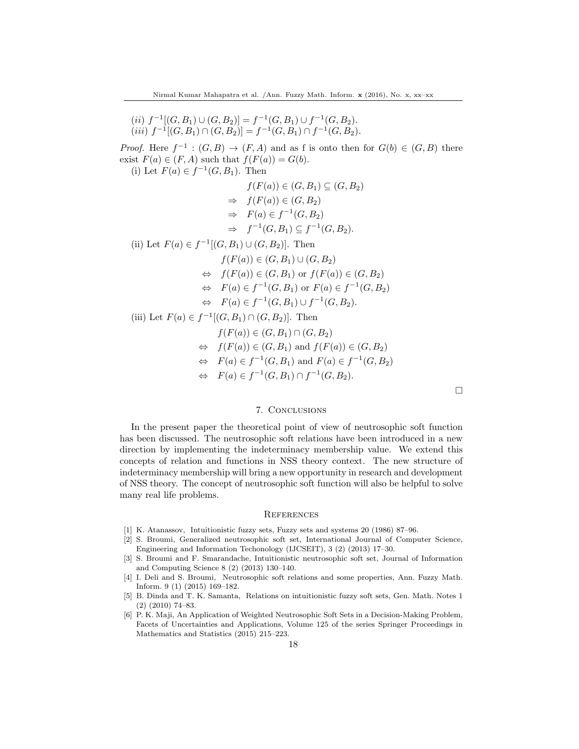(ii) $f^{-1}[(G, B_1) \cup (G, B_2)] = f^{-1}(G, B_1) \cup f^{-1}(G, B_2)$.
(iii) $f^{-1}[(G, B_1) \cap (G, B_2)] = f^{-1}(G, B_1) \cap f^{-1}(G, B_2)$.

*Proof.* Here $f^{-1} : (G, B) \to (F, A)$ and as f is onto then for $G(b) \in (G, B)$ there exist $F(a) \in (F, A)$ such that $f(F(a)) = G(b)$.

(i) Let $F(a) \in f^{-1}(G, B_1)$. Then

$$\begin{aligned}
& f(F(a)) \in (G, B_1) \subseteq (G, B_2) \\
\Rightarrow \quad & f(F(a)) \in (G, B_2) \\
\Rightarrow \quad & F(a) \in f^{-1}(G, B_2) \\
\Rightarrow \quad & f^{-1}(G, B_1) \subseteq f^{-1}(G, B_2).
\end{aligned}$$

(ii) Let $F(a) \in f^{-1}[(G, B_1) \cup (G, B_2)]$. Then

$$\begin{aligned}
& f(F(a)) \in (G, B_1) \cup (G, B_2) \\
\Leftrightarrow \quad & f(F(a)) \in (G, B_1) \text{ or } f(F(a)) \in (G, B_2) \\
\Leftrightarrow \quad & F(a) \in f^{-1}(G, B_1) \text{ or } F(a) \in f^{-1}(G, B_2) \\
\Leftrightarrow \quad & F(a) \in f^{-1}(G, B_1) \cup f^{-1}(G, B_2).
\end{aligned}$$

(iii) Let $F(a) \in f^{-1}[(G, B_1) \cap (G, B_2)]$. Then

$$\begin{aligned}
& f(F(a)) \in (G, B_1) \cap (G, B_2) \\
\Leftrightarrow \quad & f(F(a)) \in (G, B_1) \text{ and } f(F(a)) \in (G, B_2) \\
\Leftrightarrow \quad & F(a) \in f^{-1}(G, B_1) \text{ and } F(a) \in f^{-1}(G, B_2) \\
\Leftrightarrow \quad & F(a) \in f^{-1}(G, B_1) \cap f^{-1}(G, B_2).
\end{aligned}$$

□

## 7. Conclusions

In the present paper the theoretical point of view of neutrosophic soft function has been discussed. The neutrosophic soft relations have been introduced in a new direction by implementing the indeterminacy membership value. We extend this concepts of relation and functions in NSS theory context. The new structure of indeterminacy membership will bring a new opportunity in research and development of NSS theory. The concept of neutrosophic soft function will also be helpful to solve many real life problems.

## References

[1] K. Atanassov, Intuitionistic fuzzy sets, Fuzzy sets and systems 20 (1986) 87–96.

[2] S. Broumi, Generalized neutrosophic soft set, International Journal of Computer Science, Engineering and Information Techonology (IJCSEIT), 3 (2) (2013) 17–30.

[3] S. Broumi and F. Smarandache, Intuitionistic neutrosophic soft set, Journal of Information and Computing Science 8 (2) (2013) 130–140.

[4] I. Deli and S. Broumi, Neutrosophic soft relations and some properties, Ann. Fuzzy Math. Inform. 9 (1) (2015) 169–182.

[5] B. Dinda and T. K. Samanta, Relations on intuitionistic fuzzy soft sets, Gen. Math. Notes 1 (2) (2010) 74–83.

[6] P. K. Maji, An Application of Weighted Neutrosophic Soft Sets in a Decision-Making Problem, Facets of Uncertainties and Applications, Volume 125 of the series Springer Proceedings in Mathematics and Statistics (2015) 215–223.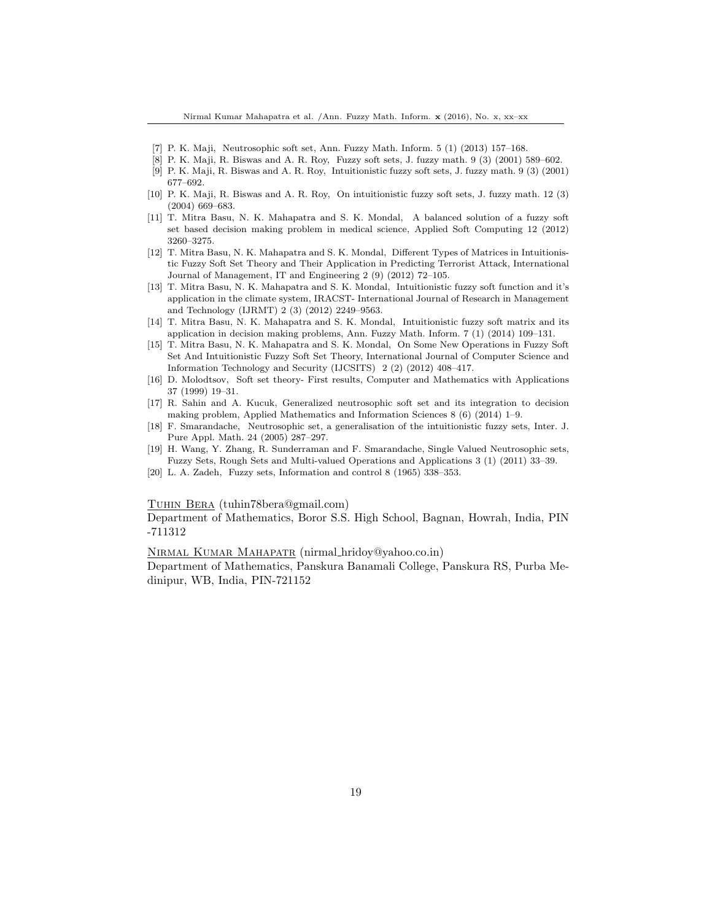[7] P. K. Maji, Neutrosophic soft set, Ann. Fuzzy Math. Inform. 5 (1) (2013) 157–168.

[8] P. K. Maji, R. Biswas and A. R. Roy, Fuzzy soft sets, J. fuzzy math. 9 (3) (2001) 589–602.

[9] P. K. Maji, R. Biswas and A. R. Roy, Intuitionistic fuzzy soft sets, J. fuzzy math. 9 (3) (2001) 677–692.

[10] P. K. Maji, R. Biswas and A. R. Roy, On intuitionistic fuzzy soft sets, J. fuzzy math. 12 (3) (2004) 669–683.

[11] T. Mitra Basu, N. K. Mahapatra and S. K. Mondal, A balanced solution of a fuzzy soft set based decision making problem in medical science, Applied Soft Computing 12 (2012) 3260–3275.

[12] T. Mitra Basu, N. K. Mahapatra and S. K. Mondal, Different Types of Matrices in Intuitionistic Fuzzy Soft Set Theory and Their Application in Predicting Terrorist Attack, International Journal of Management, IT and Engineering 2 (9) (2012) 72–105.

[13] T. Mitra Basu, N. K. Mahapatra and S. K. Mondal, Intuitionistic fuzzy soft function and it's application in the climate system, IRACST- International Journal of Research in Management and Technology (IJRMT) 2 (3) (2012) 2249–9563.

[14] T. Mitra Basu, N. K. Mahapatra and S. K. Mondal, Intuitionistic fuzzy soft matrix and its application in decision making problems, Ann. Fuzzy Math. Inform. 7 (1) (2014) 109–131.

[15] T. Mitra Basu, N. K. Mahapatra and S. K. Mondal, On Some New Operations in Fuzzy Soft Set And Intuitionistic Fuzzy Soft Set Theory, International Journal of Computer Science and Information Technology and Security (IJCSITS) 2 (2) (2012) 408–417.

[16] D. Molodtsov, Soft set theory- First results, Computer and Mathematics with Applications 37 (1999) 19–31.

[17] R. Sahin and A. Kucuk, Generalized neutrosophic soft set and its integration to decision making problem, Applied Mathematics and Information Sciences 8 (6) (2014) 1–9.

[18] F. Smarandache, Neutrosophic set, a generalisation of the intuitionistic fuzzy sets, Inter. J. Pure Appl. Math. 24 (2005) 287–297.

[19] H. Wang, Y. Zhang, R. Sunderraman and F. Smarandache, Single Valued Neutrosophic sets, Fuzzy Sets, Rough Sets and Multi-valued Operations and Applications 3 (1) (2011) 33–39.

[20] L. A. Zadeh, Fuzzy sets, Information and control 8 (1965) 338–353.

Tuhin Bera (tuhin78bera@gmail.com)
Department of Mathematics, Boror S.S. High School, Bagnan, Howrah, India, PIN -711312

Nirmal Kumar Mahapatr (nirmal_hridoy@yahoo.co.in)
Department of Mathematics, Panskura Banamali College, Panskura RS, Purba Medinipur, WB, India, PIN-721152